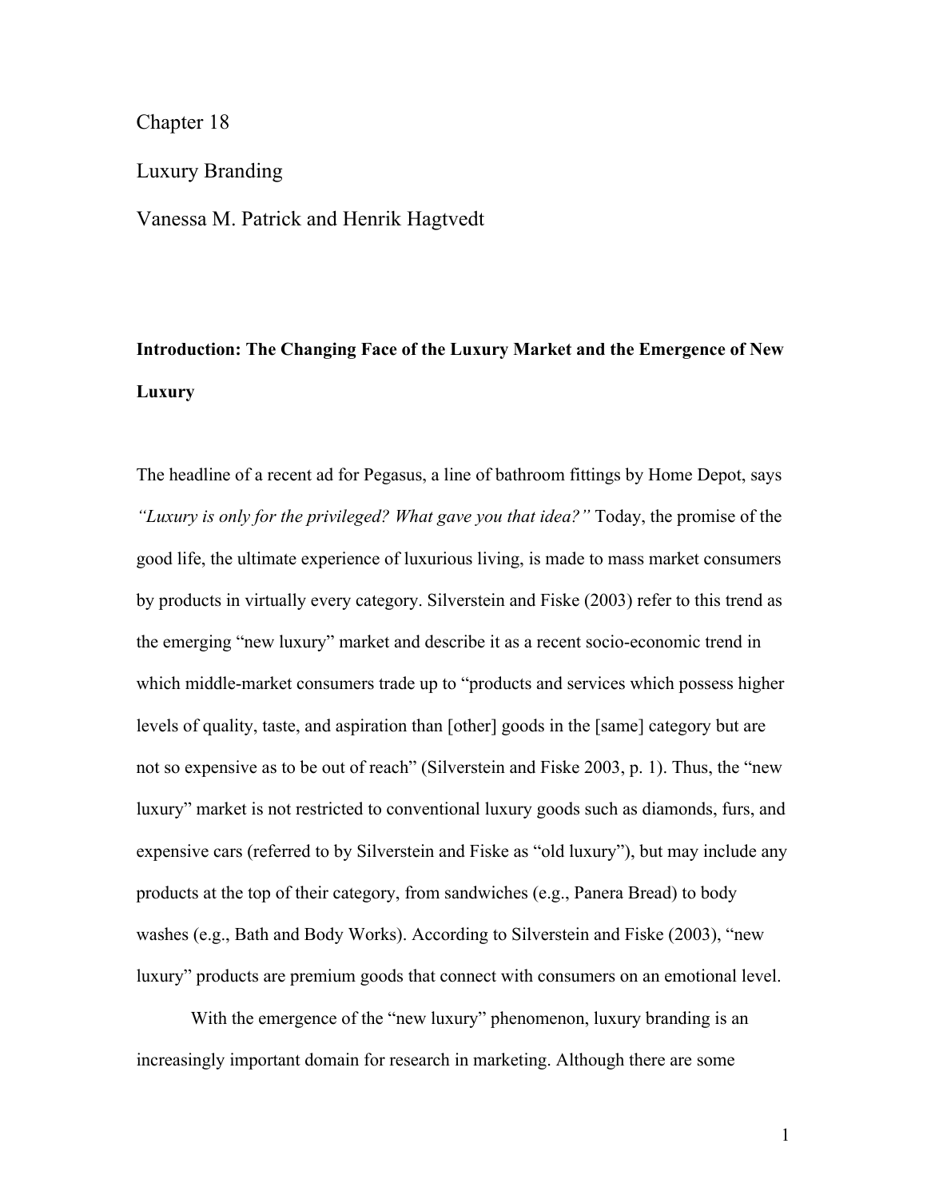Chapter 18

# Luxury Branding

Vanessa M. Patrick and Henrik Hagtvedt

## Introduction: The Changing Face of the Luxury Market and the Emergence of New Luxury

The headline of a recent ad for Pegasus, a line of bathroom fittings by Home Depot, says *"Luxury is only for the privileged? What gave you that idea?"* Today, the promise of the good life, the ultimate experience of luxurious living, is made to mass market consumers by products in virtually every category. Silverstein and Fiske (2003) refer to this trend as the emerging "new luxury" market and describe it as a recent socio-economic trend in which middle-market consumers trade up to "products and services which possess higher levels of quality, taste, and aspiration than [other] goods in the [same] category but are not so expensive as to be out of reach" (Silverstein and Fiske 2003, p. 1). Thus, the "new luxury" market is not restricted to conventional luxury goods such as diamonds, furs, and expensive cars (referred to by Silverstein and Fiske as "old luxury"), but may include any products at the top of their category, from sandwiches (e.g., Panera Bread) to body washes (e.g., Bath and Body Works). According to Silverstein and Fiske (2003), "new luxury" products are premium goods that connect with consumers on an emotional level.

With the emergence of the "new luxury" phenomenon, luxury branding is an increasingly important domain for research in marketing. Although there are some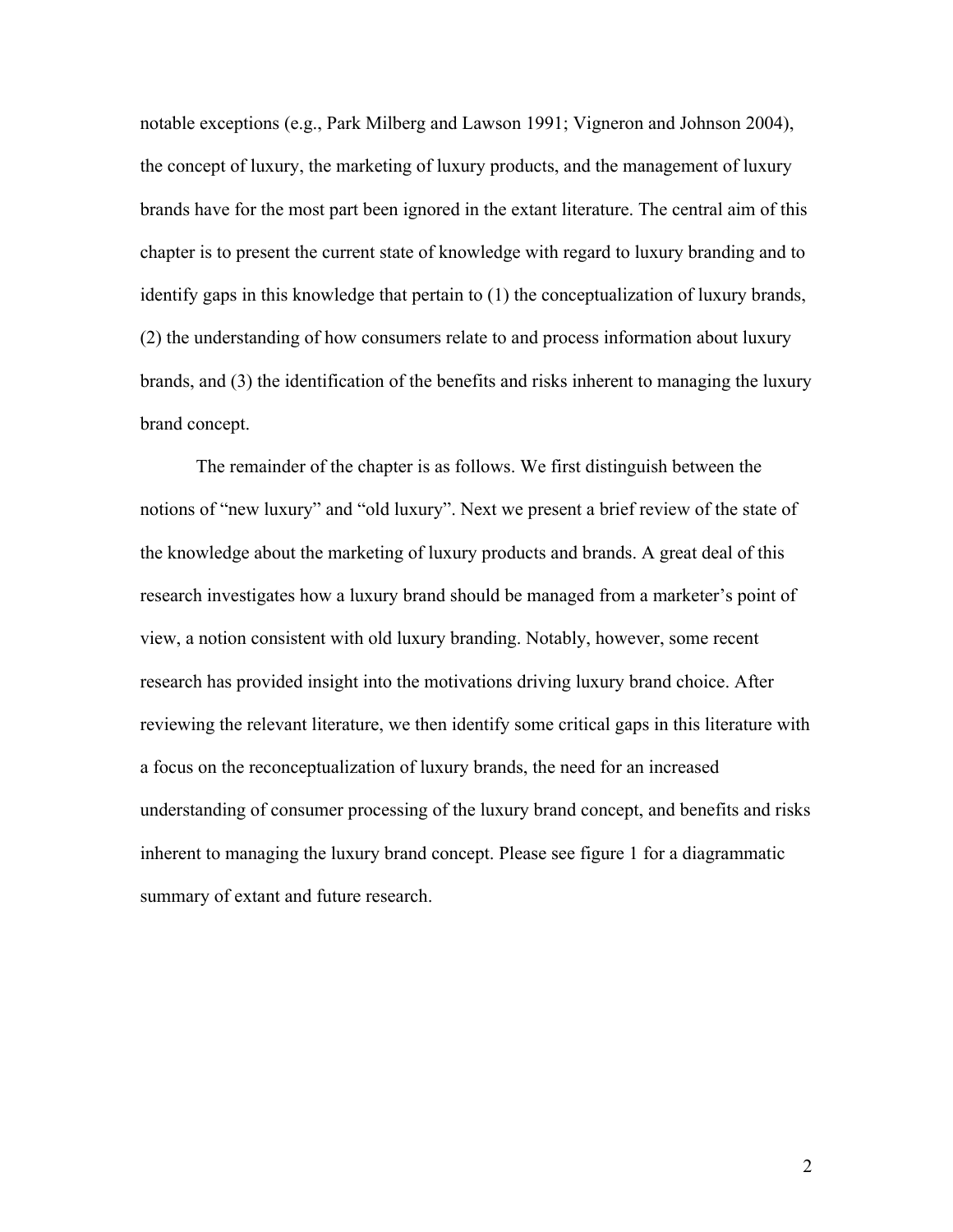notable exceptions (e.g., Park Milberg and Lawson 1991; Vigneron and Johnson 2004), the concept of luxury, the marketing of luxury products, and the management of luxury brands have for the most part been ignored in the extant literature. The central aim of this chapter is to present the current state of knowledge with regard to luxury branding and to identify gaps in this knowledge that pertain to (1) the conceptualization of luxury brands, (2) the understanding of how consumers relate to and process information about luxury brands, and (3) the identification of the benefits and risks inherent to managing the luxury brand concept.

The remainder of the chapter is as follows. We first distinguish between the notions of "new luxury" and "old luxury". Next we present a brief review of the state of the knowledge about the marketing of luxury products and brands. A great deal of this research investigates how a luxury brand should be managed from a marketer's point of view, a notion consistent with old luxury branding. Notably, however, some recent research has provided insight into the motivations driving luxury brand choice. After reviewing the relevant literature, we then identify some critical gaps in this literature with a focus on the reconceptualization of luxury brands, the need for an increased understanding of consumer processing of the luxury brand concept, and benefits and risks inherent to managing the luxury brand concept. Please see figure 1 for a diagrammatic summary of extant and future research.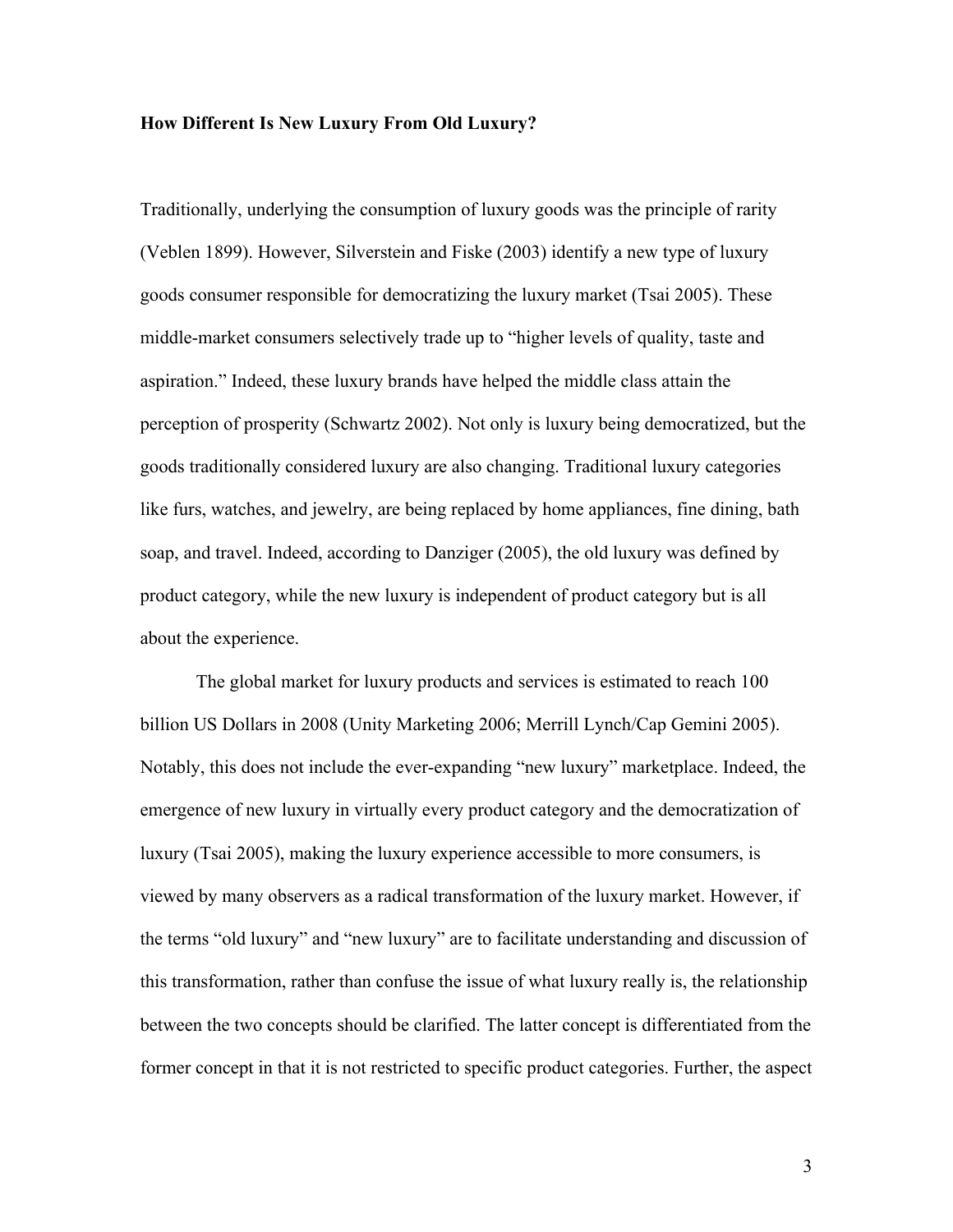**How Different Is New Luxury From Old Luxury?**

Traditionally, underlying the consumption of luxury goods was the principle of rarity (Veblen 1899). However, Silverstein and Fiske (2003) identify a new type of luxury goods consumer responsible for democratizing the luxury market (Tsai 2005). These middle-market consumers selectively trade up to "higher levels of quality, taste and aspiration." Indeed, these luxury brands have helped the middle class attain the perception of prosperity (Schwartz 2002). Not only is luxury being democratized, but the goods traditionally considered luxury are also changing. Traditional luxury categories like furs, watches, and jewelry, are being replaced by home appliances, fine dining, bath soap, and travel. Indeed, according to Danziger (2005), the old luxury was defined by product category, while the new luxury is independent of product category but is all about the experience.

The global market for luxury products and services is estimated to reach 100 billion US Dollars in 2008 (Unity Marketing 2006; Merrill Lynch/Cap Gemini 2005). Notably, this does not include the ever-expanding "new luxury" marketplace. Indeed, the emergence of new luxury in virtually every product category and the democratization of luxury (Tsai 2005), making the luxury experience accessible to more consumers, is viewed by many observers as a radical transformation of the luxury market. However, if the terms "old luxury" and "new luxury" are to facilitate understanding and discussion of this transformation, rather than confuse the issue of what luxury really is, the relationship between the two concepts should be clarified. The latter concept is differentiated from the former concept in that it is not restricted to specific product categories. Further, the aspect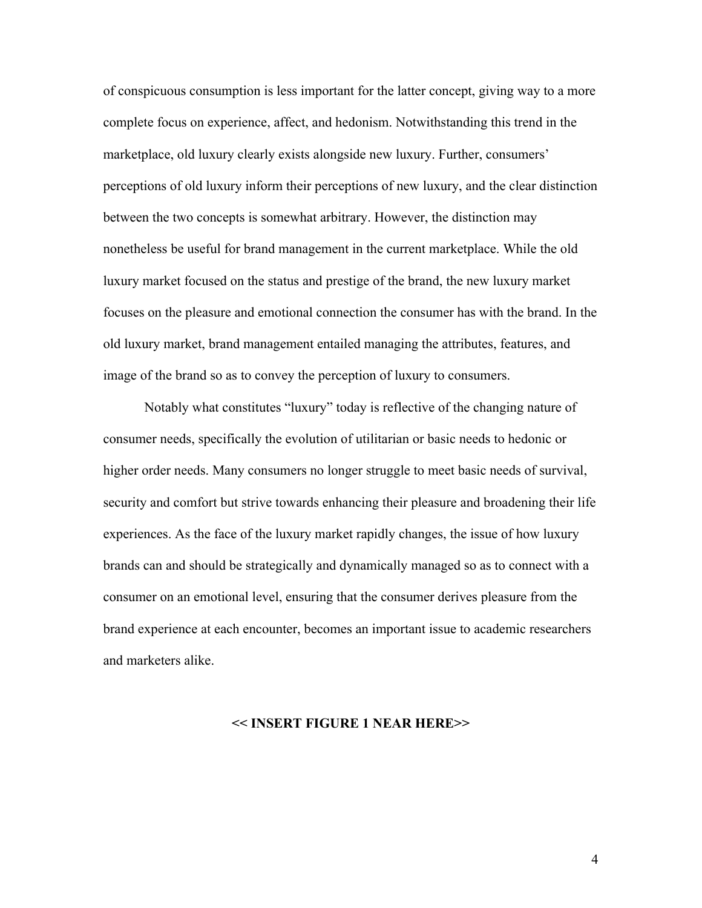of conspicuous consumption is less important for the latter concept, giving way to a more complete focus on experience, affect, and hedonism. Notwithstanding this trend in the marketplace, old luxury clearly exists alongside new luxury. Further, consumers' perceptions of old luxury inform their perceptions of new luxury, and the clear distinction between the two concepts is somewhat arbitrary. However, the distinction may nonetheless be useful for brand management in the current marketplace. While the old luxury market focused on the status and prestige of the brand, the new luxury market focuses on the pleasure and emotional connection the consumer has with the brand. In the old luxury market, brand management entailed managing the attributes, features, and image of the brand so as to convey the perception of luxury to consumers.

Notably what constitutes "luxury" today is reflective of the changing nature of consumer needs, specifically the evolution of utilitarian or basic needs to hedonic or higher order needs. Many consumers no longer struggle to meet basic needs of survival, security and comfort but strive towards enhancing their pleasure and broadening their life experiences. As the face of the luxury market rapidly changes, the issue of how luxury brands can and should be strategically and dynamically managed so as to connect with a consumer on an emotional level, ensuring that the consumer derives pleasure from the brand experience at each encounter, becomes an important issue to academic researchers and marketers alike.

**<< INSERT FIGURE 1 NEAR HERE>>**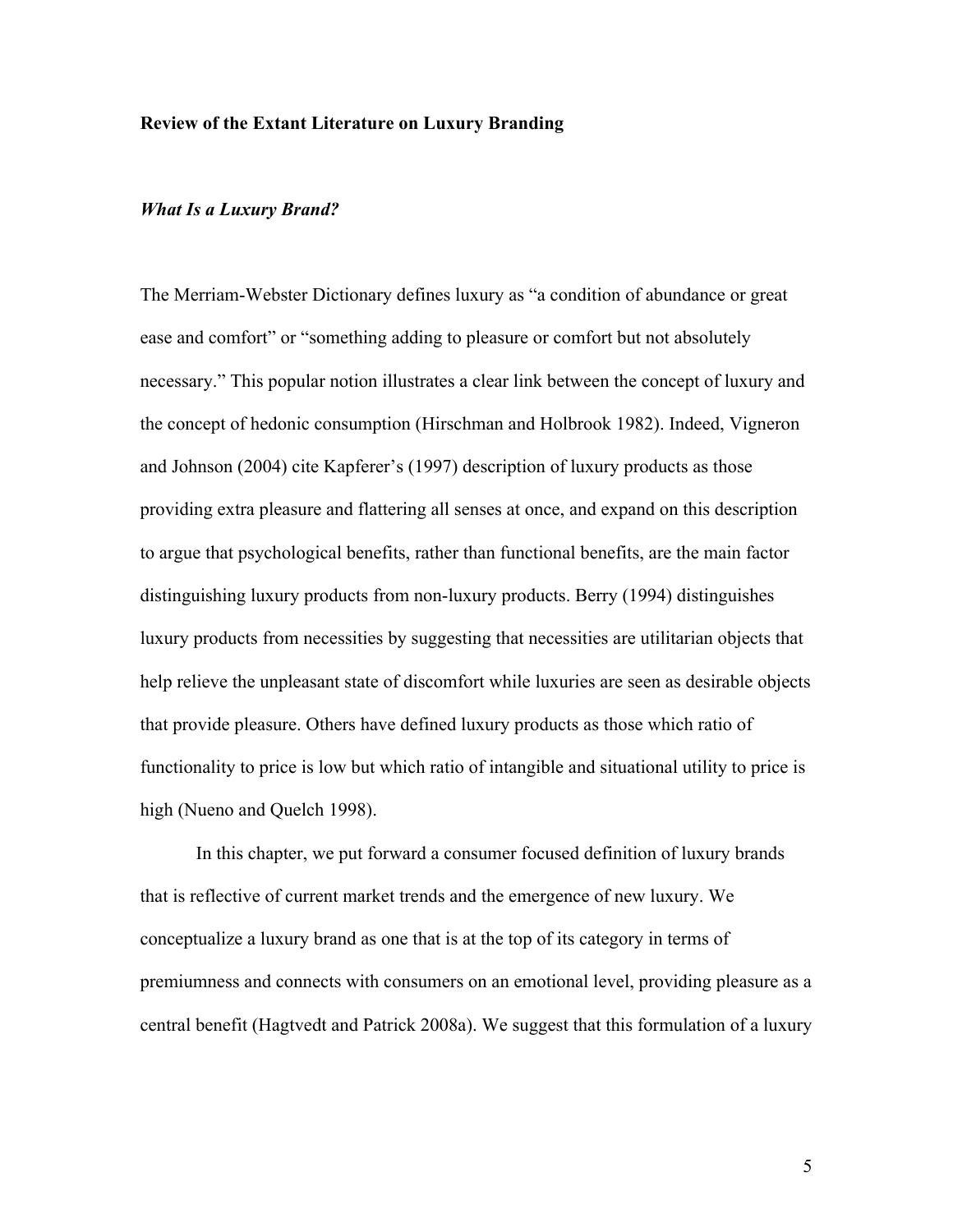## Review of the Extant Literature on Luxury Branding

### *What Is a Luxury Brand?*

The Merriam-Webster Dictionary defines luxury as "a condition of abundance or great ease and comfort" or "something adding to pleasure or comfort but not absolutely necessary." This popular notion illustrates a clear link between the concept of luxury and the concept of hedonic consumption (Hirschman and Holbrook 1982). Indeed, Vigneron and Johnson (2004) cite Kapferer's (1997) description of luxury products as those providing extra pleasure and flattering all senses at once, and expand on this description to argue that psychological benefits, rather than functional benefits, are the main factor distinguishing luxury products from non-luxury products. Berry (1994) distinguishes luxury products from necessities by suggesting that necessities are utilitarian objects that help relieve the unpleasant state of discomfort while luxuries are seen as desirable objects that provide pleasure. Others have defined luxury products as those which ratio of functionality to price is low but which ratio of intangible and situational utility to price is high (Nueno and Quelch 1998).

In this chapter, we put forward a consumer focused definition of luxury brands that is reflective of current market trends and the emergence of new luxury. We conceptualize a luxury brand as one that is at the top of its category in terms of premiumness and connects with consumers on an emotional level, providing pleasure as a central benefit (Hagtvedt and Patrick 2008a). We suggest that this formulation of a luxury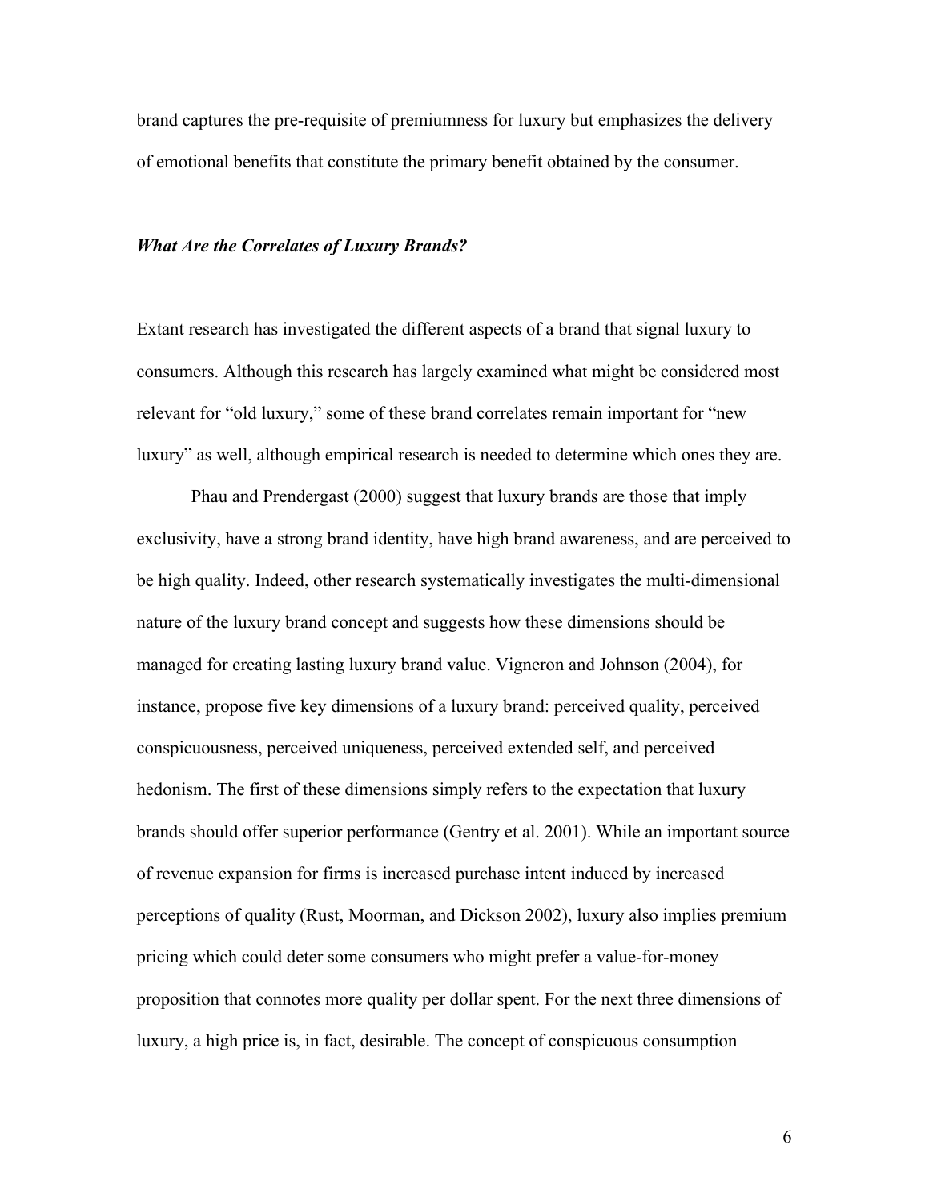brand captures the pre-requisite of premiumness for luxury but emphasizes the delivery of emotional benefits that constitute the primary benefit obtained by the consumer.

### *What Are the Correlates of Luxury Brands?*

Extant research has investigated the different aspects of a brand that signal luxury to consumers. Although this research has largely examined what might be considered most relevant for "old luxury," some of these brand correlates remain important for "new luxury" as well, although empirical research is needed to determine which ones they are.

Phau and Prendergast (2000) suggest that luxury brands are those that imply exclusivity, have a strong brand identity, have high brand awareness, and are perceived to be high quality. Indeed, other research systematically investigates the multi-dimensional nature of the luxury brand concept and suggests how these dimensions should be managed for creating lasting luxury brand value. Vigneron and Johnson (2004), for instance, propose five key dimensions of a luxury brand: perceived quality, perceived conspicuousness, perceived uniqueness, perceived extended self, and perceived hedonism. The first of these dimensions simply refers to the expectation that luxury brands should offer superior performance (Gentry et al. 2001). While an important source of revenue expansion for firms is increased purchase intent induced by increased perceptions of quality (Rust, Moorman, and Dickson 2002), luxury also implies premium pricing which could deter some consumers who might prefer a value-for-money proposition that connotes more quality per dollar spent. For the next three dimensions of luxury, a high price is, in fact, desirable. The concept of conspicuous consumption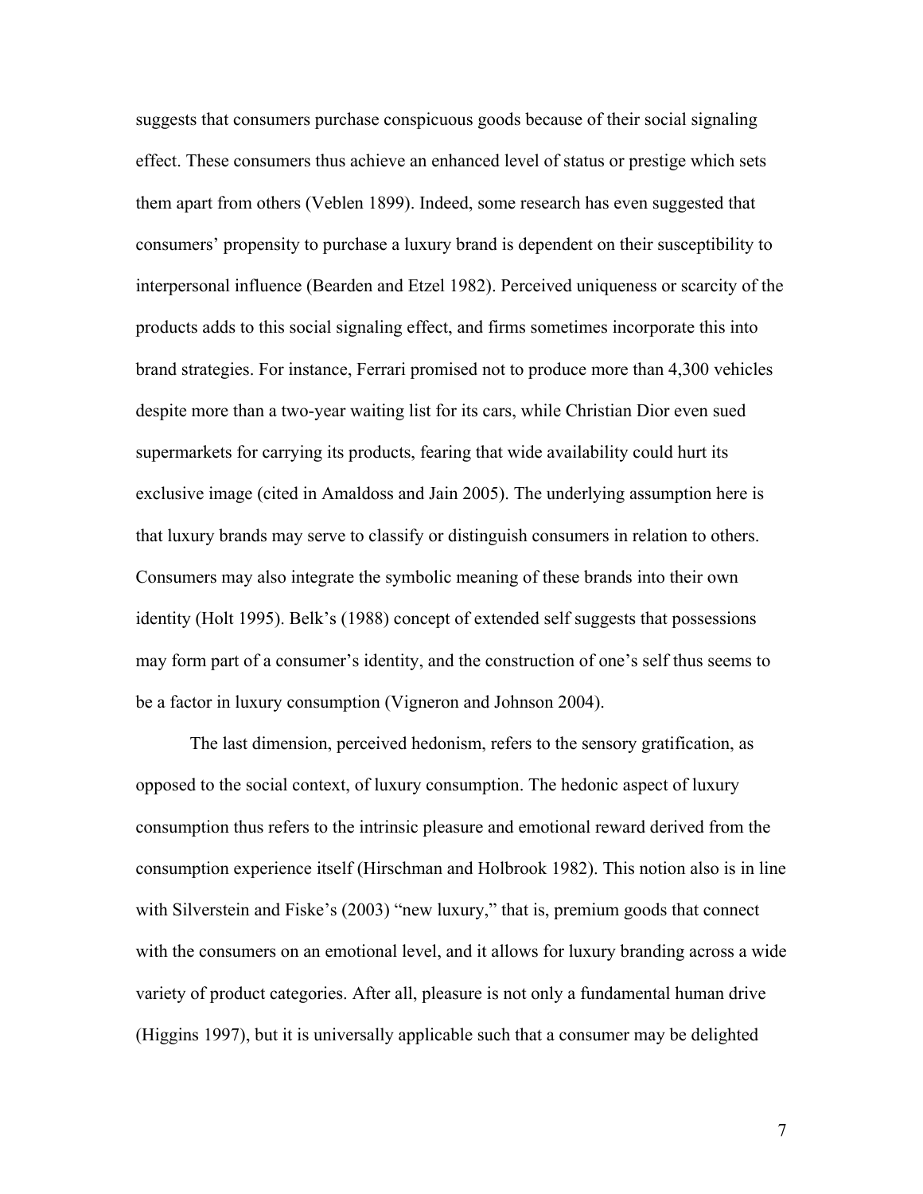suggests that consumers purchase conspicuous goods because of their social signaling effect. These consumers thus achieve an enhanced level of status or prestige which sets them apart from others (Veblen 1899). Indeed, some research has even suggested that consumers' propensity to purchase a luxury brand is dependent on their susceptibility to interpersonal influence (Bearden and Etzel 1982). Perceived uniqueness or scarcity of the products adds to this social signaling effect, and firms sometimes incorporate this into brand strategies. For instance, Ferrari promised not to produce more than 4,300 vehicles despite more than a two-year waiting list for its cars, while Christian Dior even sued supermarkets for carrying its products, fearing that wide availability could hurt its exclusive image (cited in Amaldoss and Jain 2005). The underlying assumption here is that luxury brands may serve to classify or distinguish consumers in relation to others. Consumers may also integrate the symbolic meaning of these brands into their own identity (Holt 1995). Belk's (1988) concept of extended self suggests that possessions may form part of a consumer's identity, and the construction of one's self thus seems to be a factor in luxury consumption (Vigneron and Johnson 2004).

The last dimension, perceived hedonism, refers to the sensory gratification, as opposed to the social context, of luxury consumption. The hedonic aspect of luxury consumption thus refers to the intrinsic pleasure and emotional reward derived from the consumption experience itself (Hirschman and Holbrook 1982). This notion also is in line with Silverstein and Fiske's (2003) "new luxury," that is, premium goods that connect with the consumers on an emotional level, and it allows for luxury branding across a wide variety of product categories. After all, pleasure is not only a fundamental human drive (Higgins 1997), but it is universally applicable such that a consumer may be delighted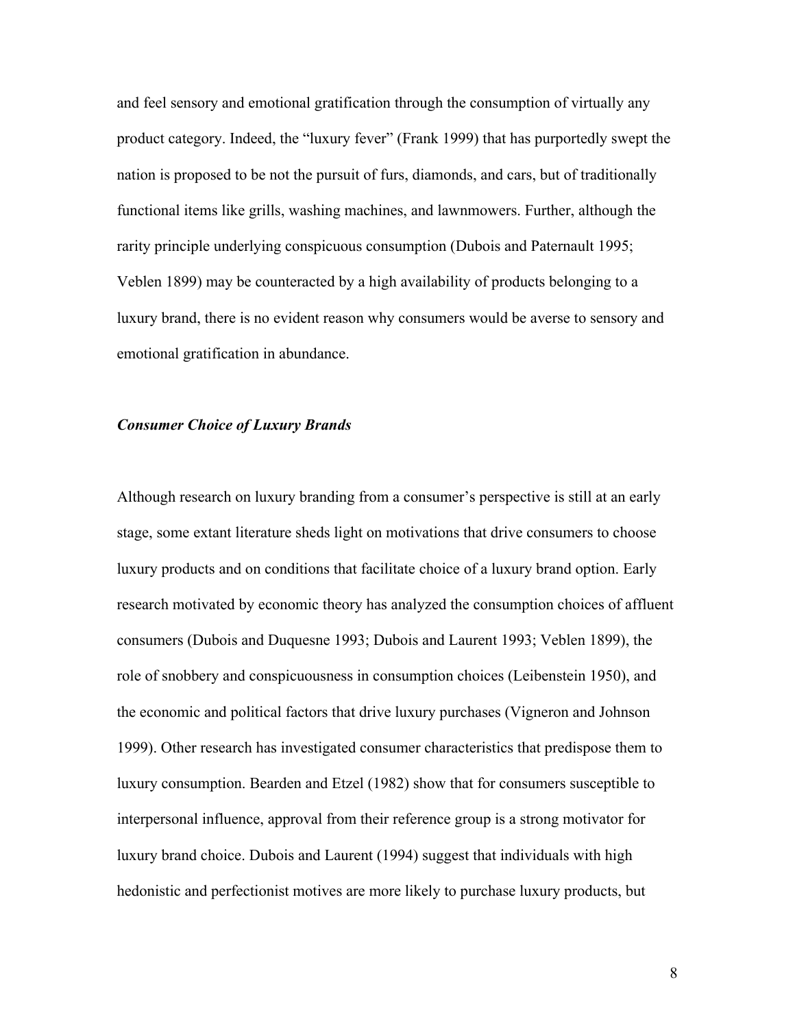and feel sensory and emotional gratification through the consumption of virtually any product category. Indeed, the "luxury fever" (Frank 1999) that has purportedly swept the nation is proposed to be not the pursuit of furs, diamonds, and cars, but of traditionally functional items like grills, washing machines, and lawnmowers. Further, although the rarity principle underlying conspicuous consumption (Dubois and Paternault 1995; Veblen 1899) may be counteracted by a high availability of products belonging to a luxury brand, there is no evident reason why consumers would be averse to sensory and emotional gratification in abundance.

### *Consumer Choice of Luxury Brands*

Although research on luxury branding from a consumer's perspective is still at an early stage, some extant literature sheds light on motivations that drive consumers to choose luxury products and on conditions that facilitate choice of a luxury brand option. Early research motivated by economic theory has analyzed the consumption choices of affluent consumers (Dubois and Duquesne 1993; Dubois and Laurent 1993; Veblen 1899), the role of snobbery and conspicuousness in consumption choices (Leibenstein 1950), and the economic and political factors that drive luxury purchases (Vigneron and Johnson 1999). Other research has investigated consumer characteristics that predispose them to luxury consumption. Bearden and Etzel (1982) show that for consumers susceptible to interpersonal influence, approval from their reference group is a strong motivator for luxury brand choice. Dubois and Laurent (1994) suggest that individuals with high hedonistic and perfectionist motives are more likely to purchase luxury products, but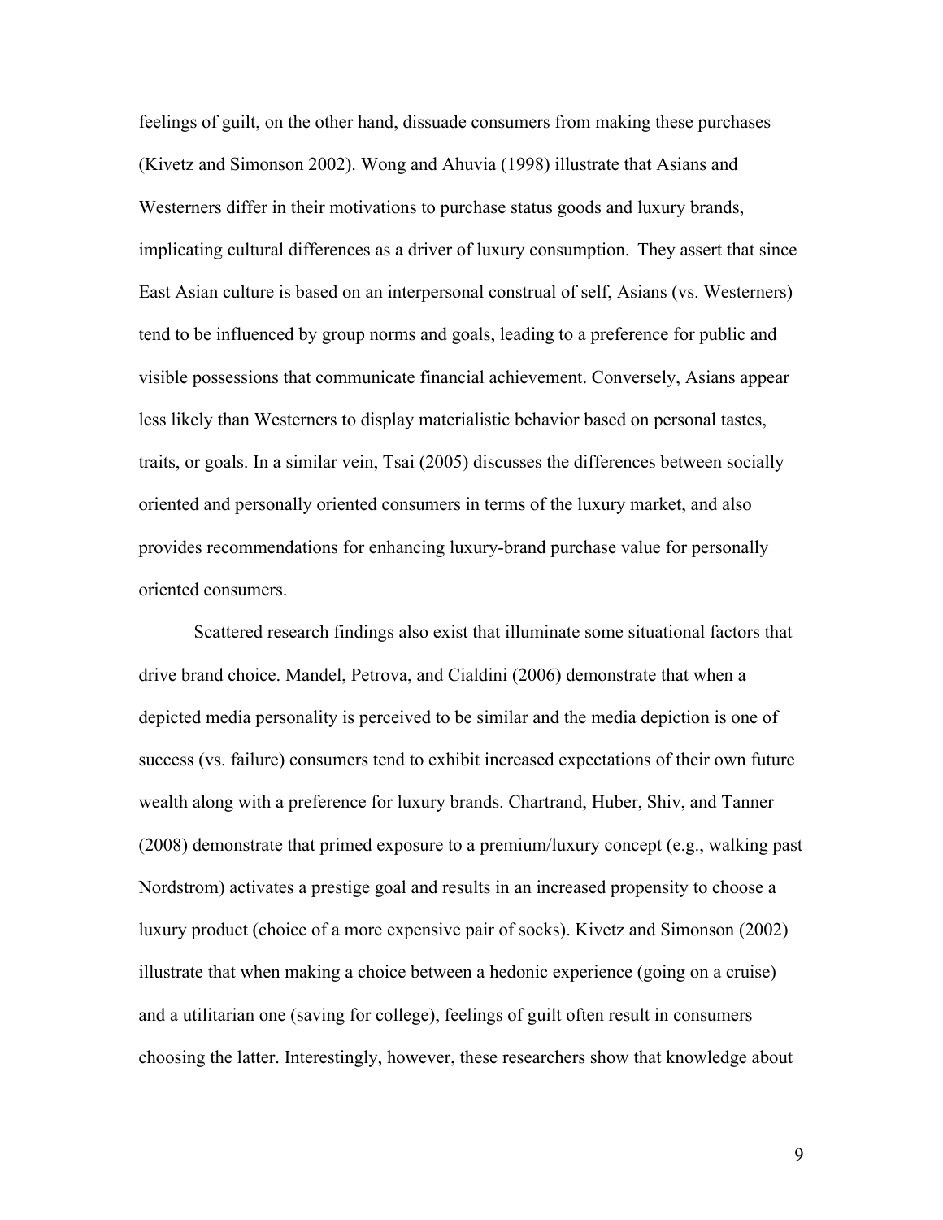feelings of guilt, on the other hand, dissuade consumers from making these purchases (Kivetz and Simonson 2002). Wong and Ahuvia (1998) illustrate that Asians and Westerners differ in their motivations to purchase status goods and luxury brands, implicating cultural differences as a driver of luxury consumption. They assert that since East Asian culture is based on an interpersonal construal of self, Asians (vs. Westerners) tend to be influenced by group norms and goals, leading to a preference for public and visible possessions that communicate financial achievement. Conversely, Asians appear less likely than Westerners to display materialistic behavior based on personal tastes, traits, or goals. In a similar vein, Tsai (2005) discusses the differences between socially oriented and personally oriented consumers in terms of the luxury market, and also provides recommendations for enhancing luxury-brand purchase value for personally oriented consumers.

Scattered research findings also exist that illuminate some situational factors that drive brand choice. Mandel, Petrova, and Cialdini (2006) demonstrate that when a depicted media personality is perceived to be similar and the media depiction is one of success (vs. failure) consumers tend to exhibit increased expectations of their own future wealth along with a preference for luxury brands. Chartrand, Huber, Shiv, and Tanner (2008) demonstrate that primed exposure to a premium/luxury concept (e.g., walking past Nordstrom) activates a prestige goal and results in an increased propensity to choose a luxury product (choice of a more expensive pair of socks). Kivetz and Simonson (2002) illustrate that when making a choice between a hedonic experience (going on a cruise) and a utilitarian one (saving for college), feelings of guilt often result in consumers choosing the latter. Interestingly, however, these researchers show that knowledge about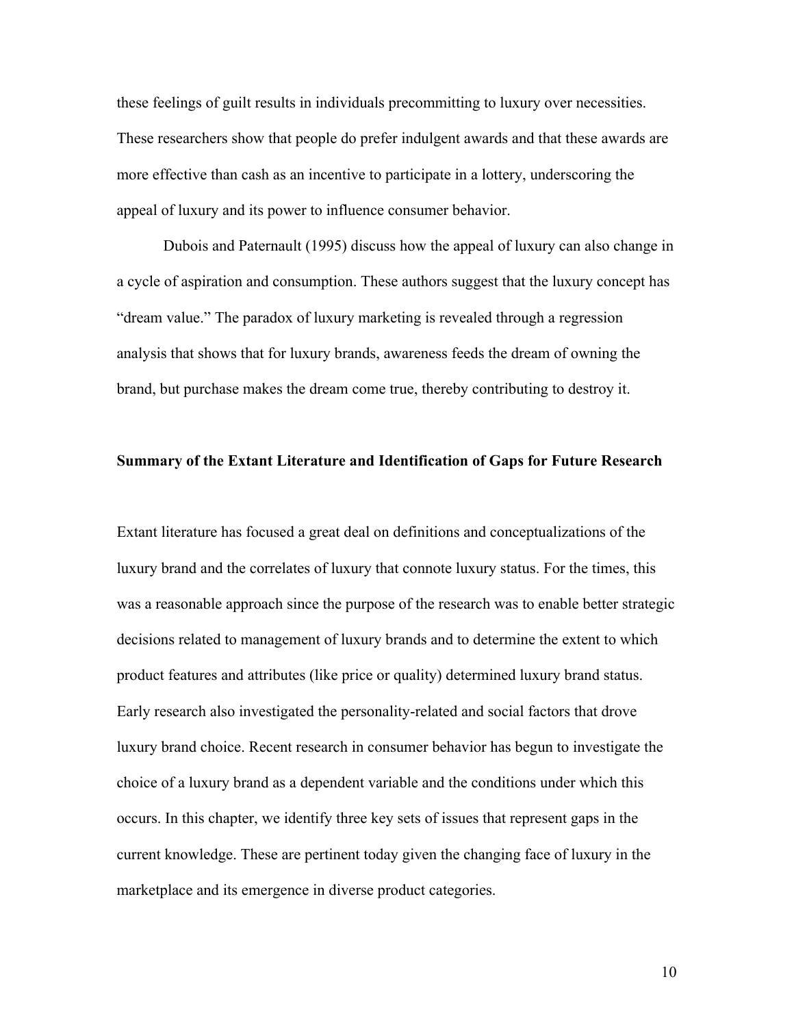these feelings of guilt results in individuals precommitting to luxury over necessities. These researchers show that people do prefer indulgent awards and that these awards are more effective than cash as an incentive to participate in a lottery, underscoring the appeal of luxury and its power to influence consumer behavior.

Dubois and Paternault (1995) discuss how the appeal of luxury can also change in a cycle of aspiration and consumption. These authors suggest that the luxury concept has "dream value." The paradox of luxury marketing is revealed through a regression analysis that shows that for luxury brands, awareness feeds the dream of owning the brand, but purchase makes the dream come true, thereby contributing to destroy it.

## Summary of the Extant Literature and Identification of Gaps for Future Research

Extant literature has focused a great deal on definitions and conceptualizations of the luxury brand and the correlates of luxury that connote luxury status. For the times, this was a reasonable approach since the purpose of the research was to enable better strategic decisions related to management of luxury brands and to determine the extent to which product features and attributes (like price or quality) determined luxury brand status. Early research also investigated the personality-related and social factors that drove luxury brand choice. Recent research in consumer behavior has begun to investigate the choice of a luxury brand as a dependent variable and the conditions under which this occurs. In this chapter, we identify three key sets of issues that represent gaps in the current knowledge. These are pertinent today given the changing face of luxury in the marketplace and its emergence in diverse product categories.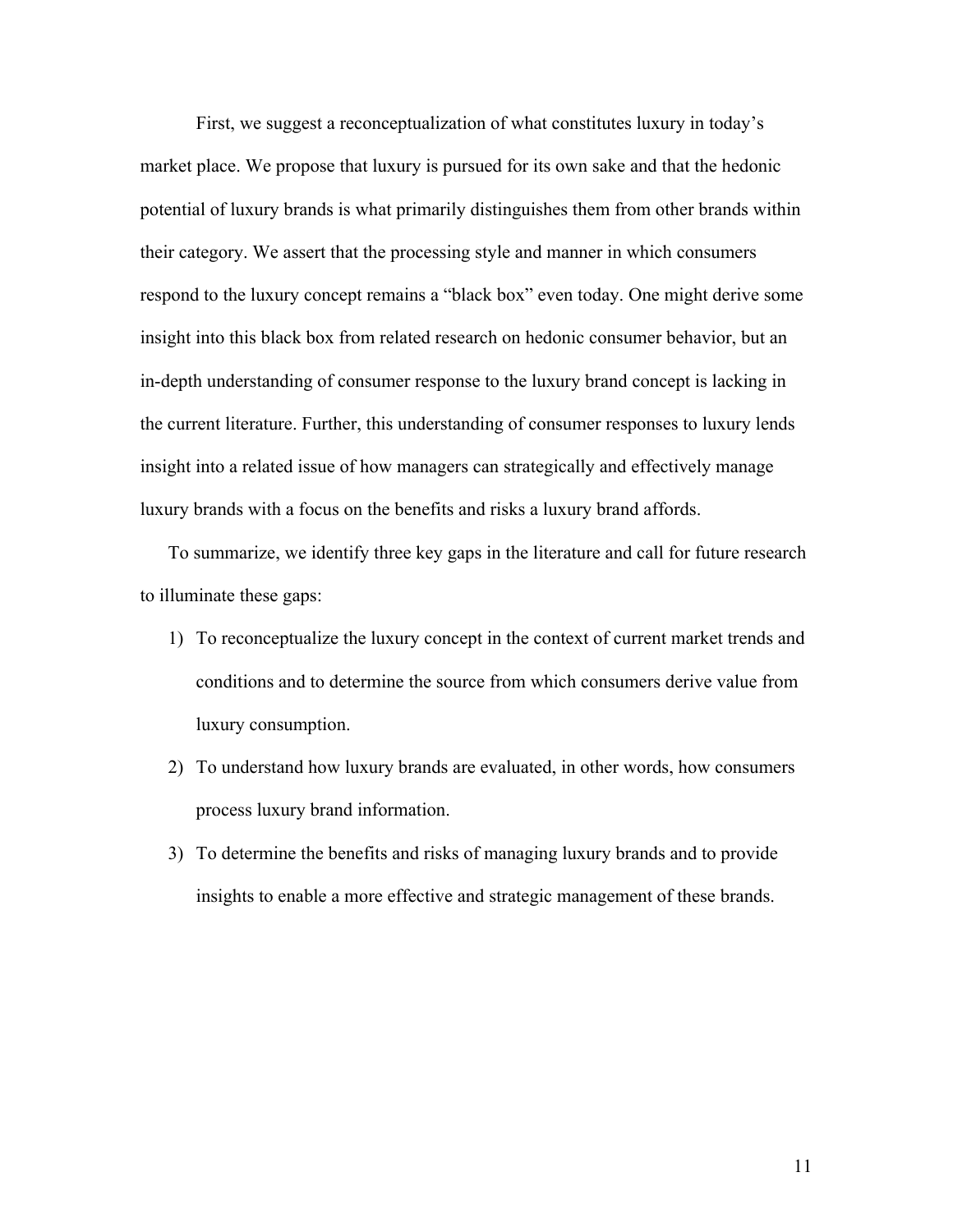First, we suggest a reconceptualization of what constitutes luxury in today's market place. We propose that luxury is pursued for its own sake and that the hedonic potential of luxury brands is what primarily distinguishes them from other brands within their category. We assert that the processing style and manner in which consumers respond to the luxury concept remains a "black box" even today. One might derive some insight into this black box from related research on hedonic consumer behavior, but an in-depth understanding of consumer response to the luxury brand concept is lacking in the current literature. Further, this understanding of consumer responses to luxury lends insight into a related issue of how managers can strategically and effectively manage luxury brands with a focus on the benefits and risks a luxury brand affords.

To summarize, we identify three key gaps in the literature and call for future research to illuminate these gaps:

1) To reconceptualize the luxury concept in the context of current market trends and conditions and to determine the source from which consumers derive value from luxury consumption.
2) To understand how luxury brands are evaluated, in other words, how consumers process luxury brand information.
3) To determine the benefits and risks of managing luxury brands and to provide insights to enable a more effective and strategic management of these brands.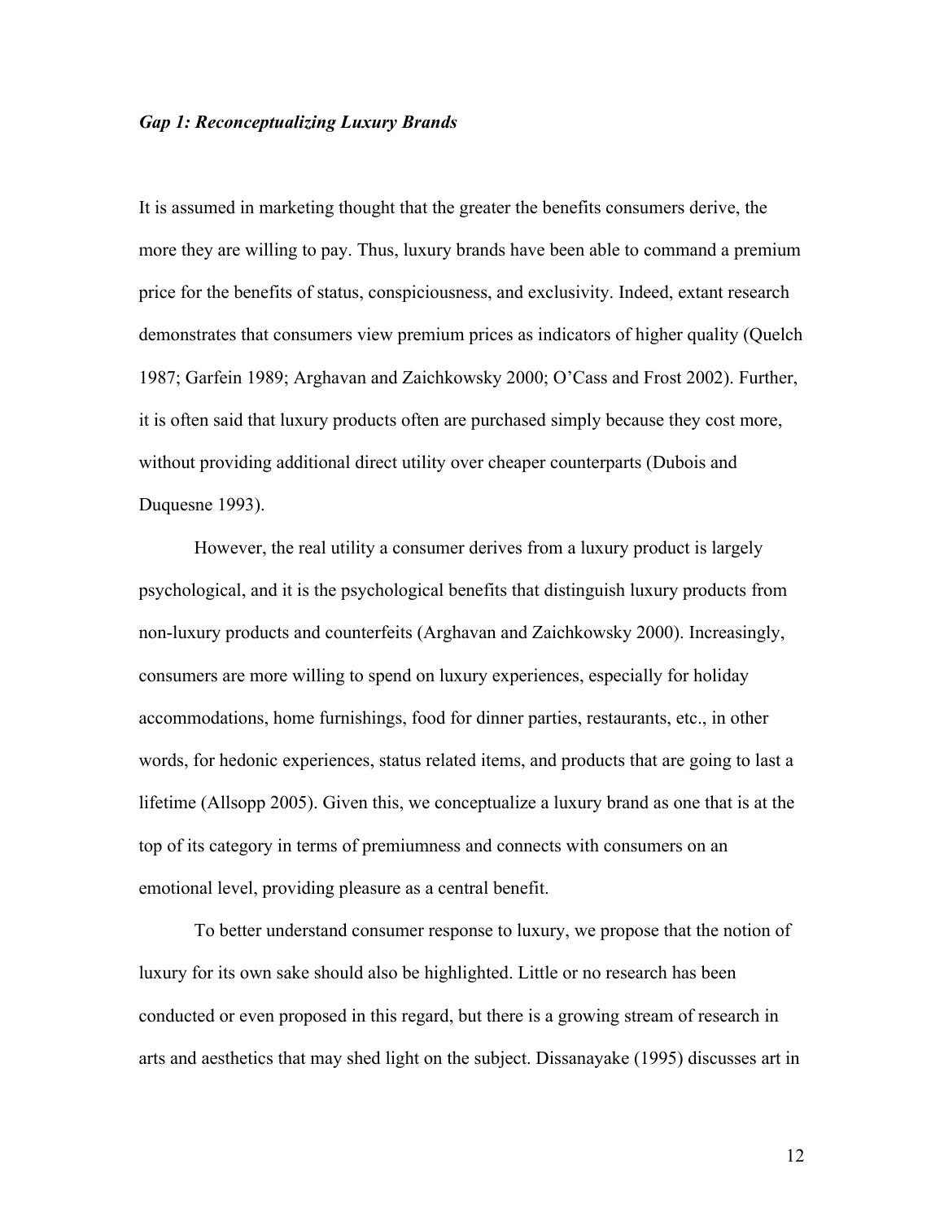### *Gap 1: Reconceptualizing Luxury Brands*

It is assumed in marketing thought that the greater the benefits consumers derive, the more they are willing to pay. Thus, luxury brands have been able to command a premium price for the benefits of status, conspiciousness, and exclusivity. Indeed, extant research demonstrates that consumers view premium prices as indicators of higher quality (Quelch 1987; Garfein 1989; Arghavan and Zaichkowsky 2000; O'Cass and Frost 2002). Further, it is often said that luxury products often are purchased simply because they cost more, without providing additional direct utility over cheaper counterparts (Dubois and Duquesne 1993).

However, the real utility a consumer derives from a luxury product is largely psychological, and it is the psychological benefits that distinguish luxury products from non-luxury products and counterfeits (Arghavan and Zaichkowsky 2000). Increasingly, consumers are more willing to spend on luxury experiences, especially for holiday accommodations, home furnishings, food for dinner parties, restaurants, etc., in other words, for hedonic experiences, status related items, and products that are going to last a lifetime (Allsopp 2005). Given this, we conceptualize a luxury brand as one that is at the top of its category in terms of premiumness and connects with consumers on an emotional level, providing pleasure as a central benefit.

To better understand consumer response to luxury, we propose that the notion of luxury for its own sake should also be highlighted. Little or no research has been conducted or even proposed in this regard, but there is a growing stream of research in arts and aesthetics that may shed light on the subject. Dissanayake (1995) discusses art in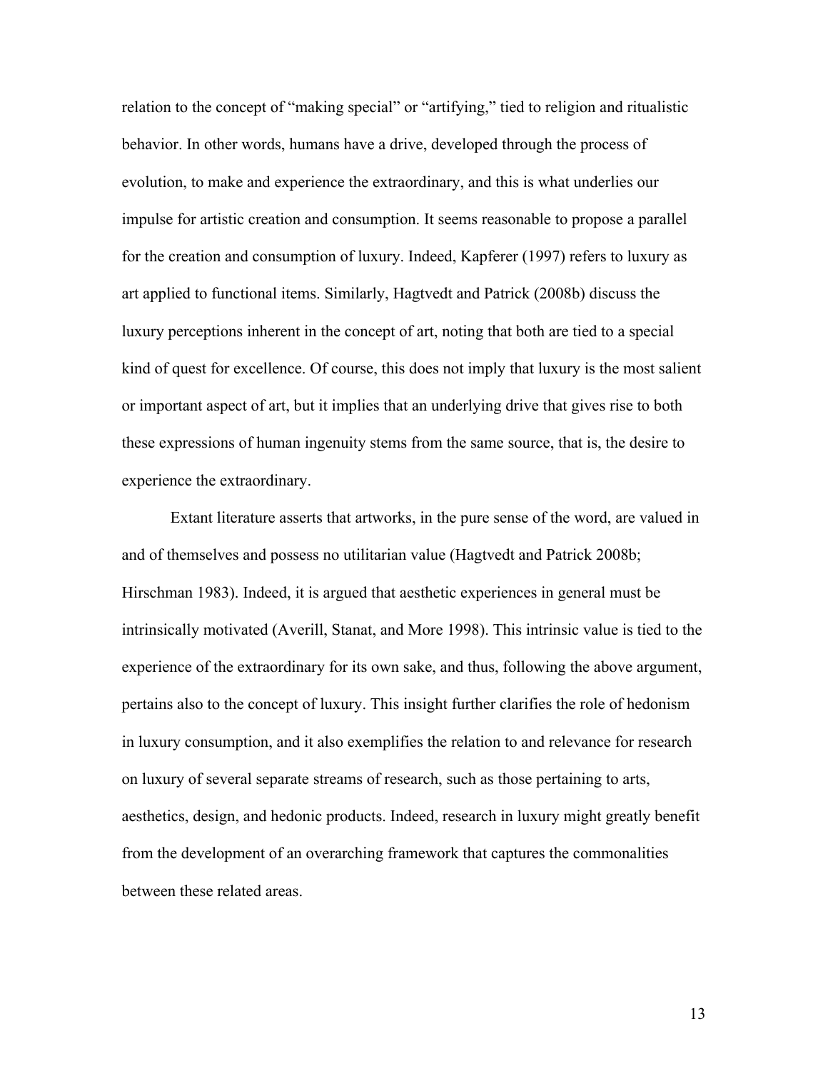relation to the concept of "making special" or "artifying," tied to religion and ritualistic behavior. In other words, humans have a drive, developed through the process of evolution, to make and experience the extraordinary, and this is what underlies our impulse for artistic creation and consumption. It seems reasonable to propose a parallel for the creation and consumption of luxury. Indeed, Kapferer (1997) refers to luxury as art applied to functional items. Similarly, Hagtvedt and Patrick (2008b) discuss the luxury perceptions inherent in the concept of art, noting that both are tied to a special kind of quest for excellence. Of course, this does not imply that luxury is the most salient or important aspect of art, but it implies that an underlying drive that gives rise to both these expressions of human ingenuity stems from the same source, that is, the desire to experience the extraordinary.

Extant literature asserts that artworks, in the pure sense of the word, are valued in and of themselves and possess no utilitarian value (Hagtvedt and Patrick 2008b; Hirschman 1983). Indeed, it is argued that aesthetic experiences in general must be intrinsically motivated (Averill, Stanat, and More 1998). This intrinsic value is tied to the experience of the extraordinary for its own sake, and thus, following the above argument, pertains also to the concept of luxury. This insight further clarifies the role of hedonism in luxury consumption, and it also exemplifies the relation to and relevance for research on luxury of several separate streams of research, such as those pertaining to arts, aesthetics, design, and hedonic products. Indeed, research in luxury might greatly benefit from the development of an overarching framework that captures the commonalities between these related areas.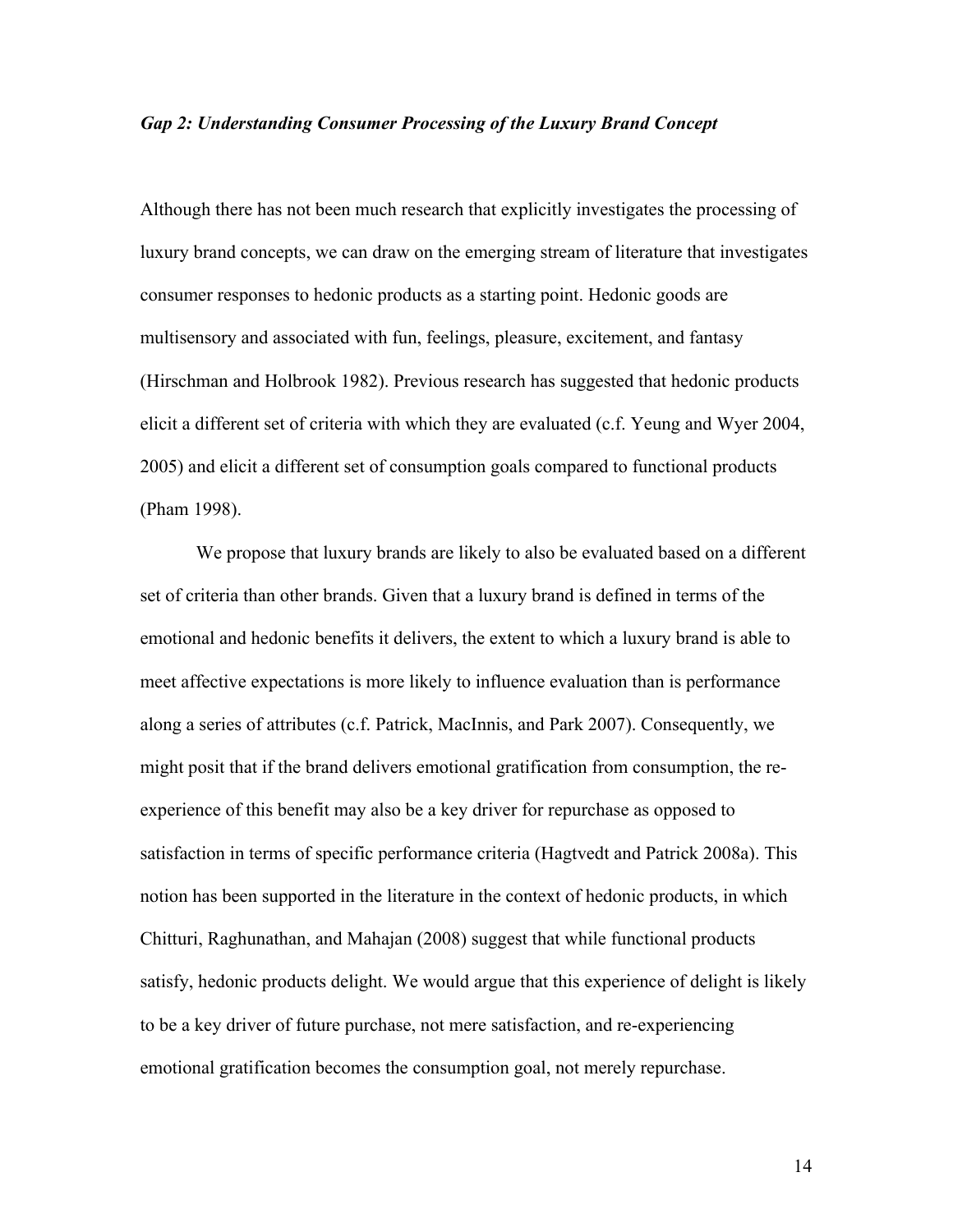### *Gap 2: Understanding Consumer Processing of the Luxury Brand Concept*

Although there has not been much research that explicitly investigates the processing of luxury brand concepts, we can draw on the emerging stream of literature that investigates consumer responses to hedonic products as a starting point. Hedonic goods are multisensory and associated with fun, feelings, pleasure, excitement, and fantasy (Hirschman and Holbrook 1982). Previous research has suggested that hedonic products elicit a different set of criteria with which they are evaluated (c.f. Yeung and Wyer 2004, 2005) and elicit a different set of consumption goals compared to functional products (Pham 1998).

We propose that luxury brands are likely to also be evaluated based on a different set of criteria than other brands. Given that a luxury brand is defined in terms of the emotional and hedonic benefits it delivers, the extent to which a luxury brand is able to meet affective expectations is more likely to influence evaluation than is performance along a series of attributes (c.f. Patrick, MacInnis, and Park 2007). Consequently, we might posit that if the brand delivers emotional gratification from consumption, the re-experience of this benefit may also be a key driver for repurchase as opposed to satisfaction in terms of specific performance criteria (Hagtvedt and Patrick 2008a). This notion has been supported in the literature in the context of hedonic products, in which Chitturi, Raghunathan, and Mahajan (2008) suggest that while functional products satisfy, hedonic products delight. We would argue that this experience of delight is likely to be a key driver of future purchase, not mere satisfaction, and re-experiencing emotional gratification becomes the consumption goal, not merely repurchase.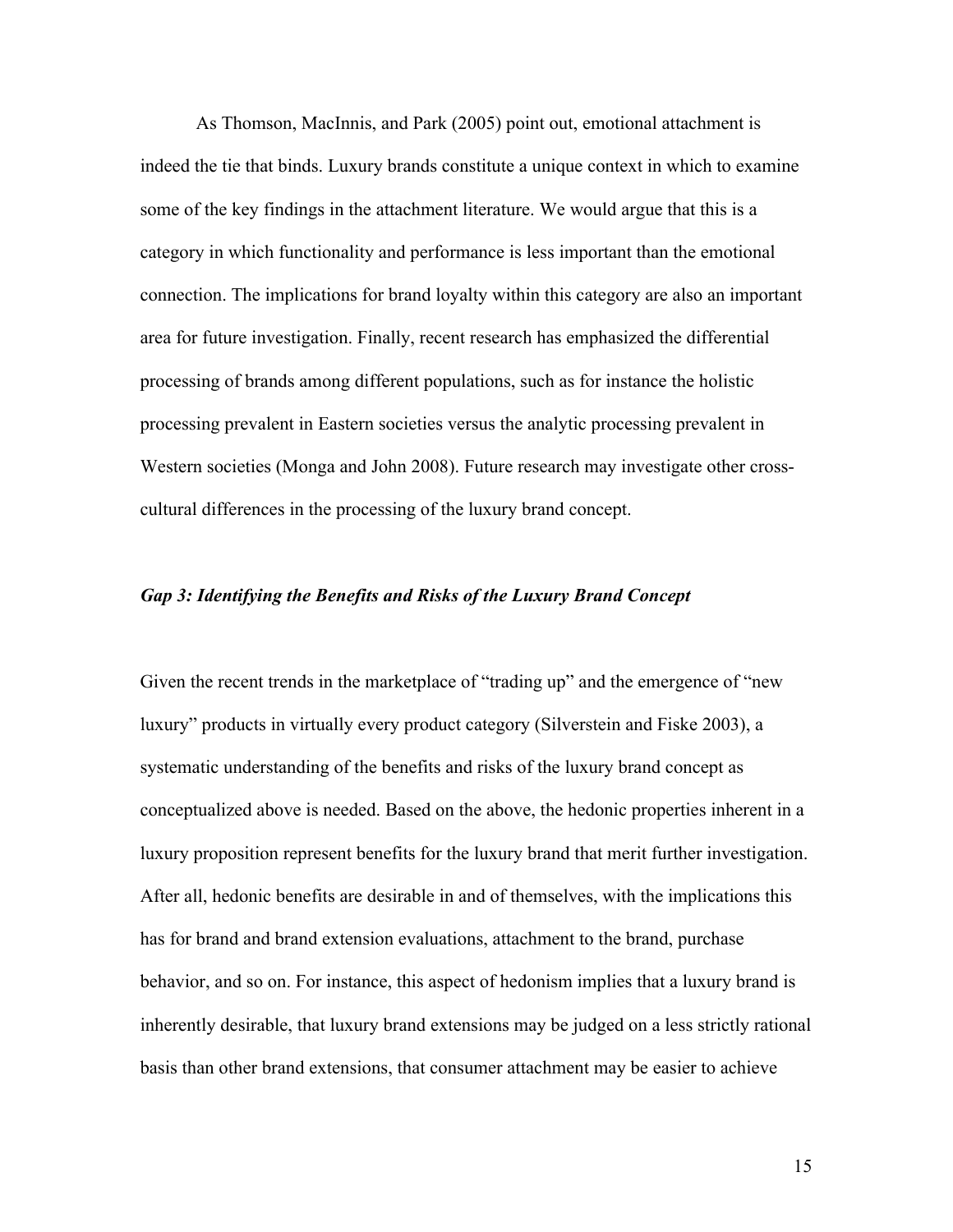As Thomson, MacInnis, and Park (2005) point out, emotional attachment is indeed the tie that binds. Luxury brands constitute a unique context in which to examine some of the key findings in the attachment literature. We would argue that this is a category in which functionality and performance is less important than the emotional connection. The implications for brand loyalty within this category are also an important area for future investigation. Finally, recent research has emphasized the differential processing of brands among different populations, such as for instance the holistic processing prevalent in Eastern societies versus the analytic processing prevalent in Western societies (Monga and John 2008). Future research may investigate other cross-cultural differences in the processing of the luxury brand concept.

### *Gap 3: Identifying the Benefits and Risks of the Luxury Brand Concept*

Given the recent trends in the marketplace of "trading up" and the emergence of "new luxury" products in virtually every product category (Silverstein and Fiske 2003), a systematic understanding of the benefits and risks of the luxury brand concept as conceptualized above is needed. Based on the above, the hedonic properties inherent in a luxury proposition represent benefits for the luxury brand that merit further investigation. After all, hedonic benefits are desirable in and of themselves, with the implications this has for brand and brand extension evaluations, attachment to the brand, purchase behavior, and so on. For instance, this aspect of hedonism implies that a luxury brand is inherently desirable, that luxury brand extensions may be judged on a less strictly rational basis than other brand extensions, that consumer attachment may be easier to achieve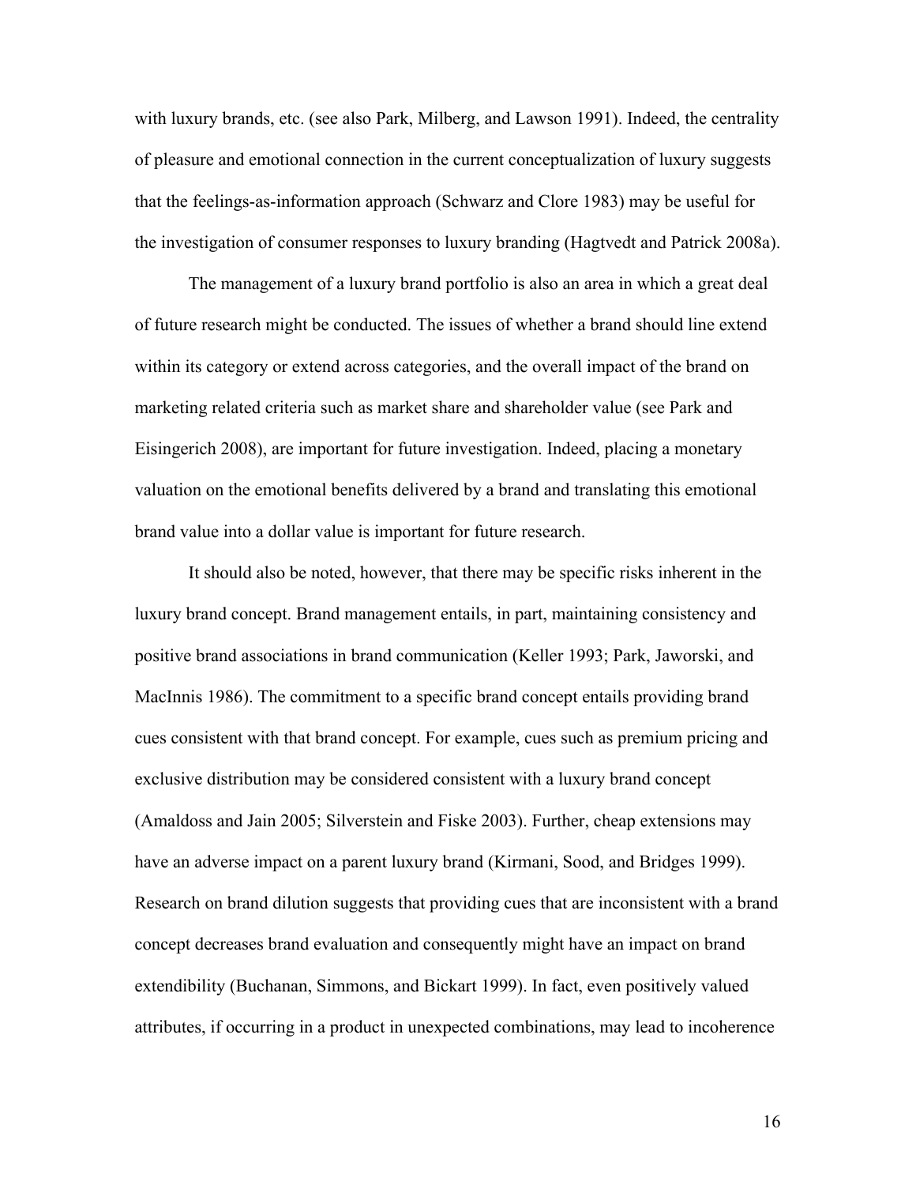with luxury brands, etc. (see also Park, Milberg, and Lawson 1991). Indeed, the centrality of pleasure and emotional connection in the current conceptualization of luxury suggests that the feelings-as-information approach (Schwarz and Clore 1983) may be useful for the investigation of consumer responses to luxury branding (Hagtvedt and Patrick 2008a).

The management of a luxury brand portfolio is also an area in which a great deal of future research might be conducted. The issues of whether a brand should line extend within its category or extend across categories, and the overall impact of the brand on marketing related criteria such as market share and shareholder value (see Park and Eisingerich 2008), are important for future investigation. Indeed, placing a monetary valuation on the emotional benefits delivered by a brand and translating this emotional brand value into a dollar value is important for future research.

It should also be noted, however, that there may be specific risks inherent in the luxury brand concept. Brand management entails, in part, maintaining consistency and positive brand associations in brand communication (Keller 1993; Park, Jaworski, and MacInnis 1986). The commitment to a specific brand concept entails providing brand cues consistent with that brand concept. For example, cues such as premium pricing and exclusive distribution may be considered consistent with a luxury brand concept (Amaldoss and Jain 2005; Silverstein and Fiske 2003). Further, cheap extensions may have an adverse impact on a parent luxury brand (Kirmani, Sood, and Bridges 1999). Research on brand dilution suggests that providing cues that are inconsistent with a brand concept decreases brand evaluation and consequently might have an impact on brand extendibility (Buchanan, Simmons, and Bickart 1999). In fact, even positively valued attributes, if occurring in a product in unexpected combinations, may lead to incoherence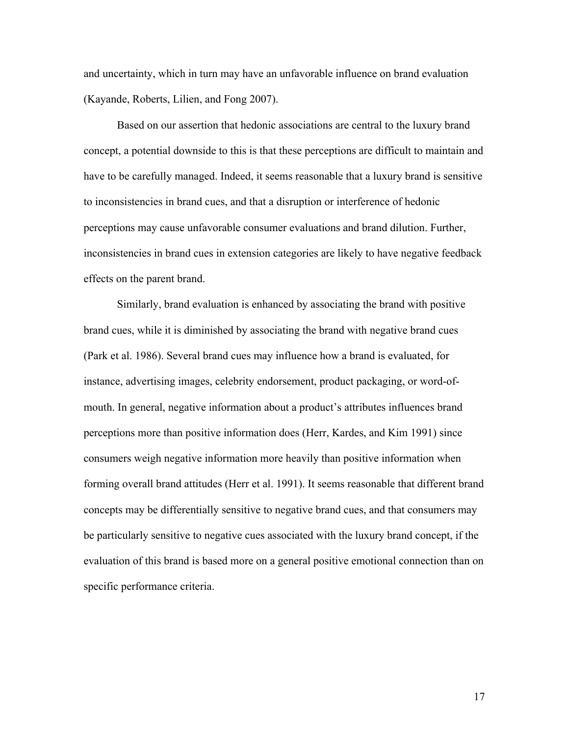and uncertainty, which in turn may have an unfavorable influence on brand evaluation (Kayande, Roberts, Lilien, and Fong 2007).

Based on our assertion that hedonic associations are central to the luxury brand concept, a potential downside to this is that these perceptions are difficult to maintain and have to be carefully managed. Indeed, it seems reasonable that a luxury brand is sensitive to inconsistencies in brand cues, and that a disruption or interference of hedonic perceptions may cause unfavorable consumer evaluations and brand dilution. Further, inconsistencies in brand cues in extension categories are likely to have negative feedback effects on the parent brand.

Similarly, brand evaluation is enhanced by associating the brand with positive brand cues, while it is diminished by associating the brand with negative brand cues (Park et al. 1986). Several brand cues may influence how a brand is evaluated, for instance, advertising images, celebrity endorsement, product packaging, or word-of-mouth. In general, negative information about a product's attributes influences brand perceptions more than positive information does (Herr, Kardes, and Kim 1991) since consumers weigh negative information more heavily than positive information when forming overall brand attitudes (Herr et al. 1991). It seems reasonable that different brand concepts may be differentially sensitive to negative brand cues, and that consumers may be particularly sensitive to negative cues associated with the luxury brand concept, if the evaluation of this brand is based more on a general positive emotional connection than on specific performance criteria.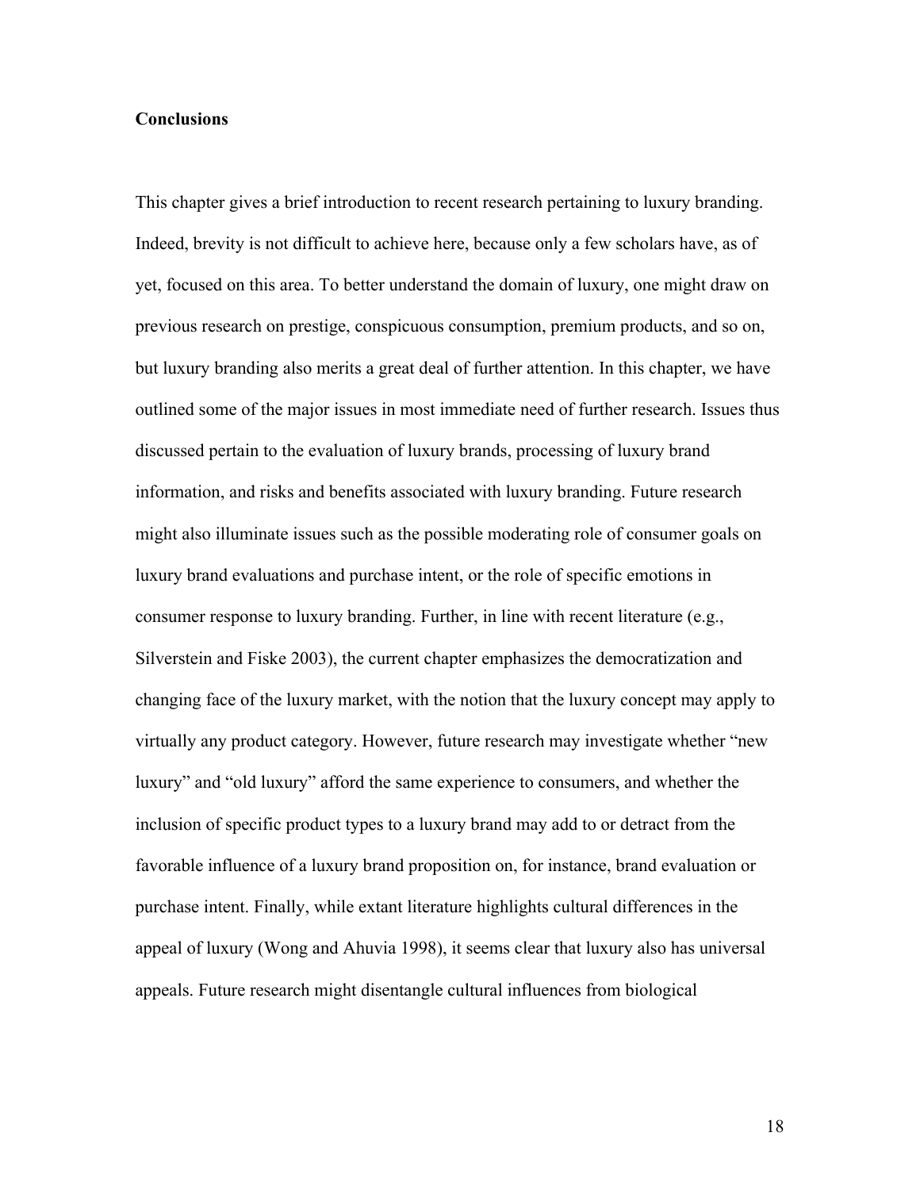**Conclusions**

This chapter gives a brief introduction to recent research pertaining to luxury branding. Indeed, brevity is not difficult to achieve here, because only a few scholars have, as of yet, focused on this area. To better understand the domain of luxury, one might draw on previous research on prestige, conspicuous consumption, premium products, and so on, but luxury branding also merits a great deal of further attention. In this chapter, we have outlined some of the major issues in most immediate need of further research. Issues thus discussed pertain to the evaluation of luxury brands, processing of luxury brand information, and risks and benefits associated with luxury branding. Future research might also illuminate issues such as the possible moderating role of consumer goals on luxury brand evaluations and purchase intent, or the role of specific emotions in consumer response to luxury branding. Further, in line with recent literature (e.g., Silverstein and Fiske 2003), the current chapter emphasizes the democratization and changing face of the luxury market, with the notion that the luxury concept may apply to virtually any product category. However, future research may investigate whether "new luxury" and "old luxury" afford the same experience to consumers, and whether the inclusion of specific product types to a luxury brand may add to or detract from the favorable influence of a luxury brand proposition on, for instance, brand evaluation or purchase intent. Finally, while extant literature highlights cultural differences in the appeal of luxury (Wong and Ahuvia 1998), it seems clear that luxury also has universal appeals. Future research might disentangle cultural influences from biological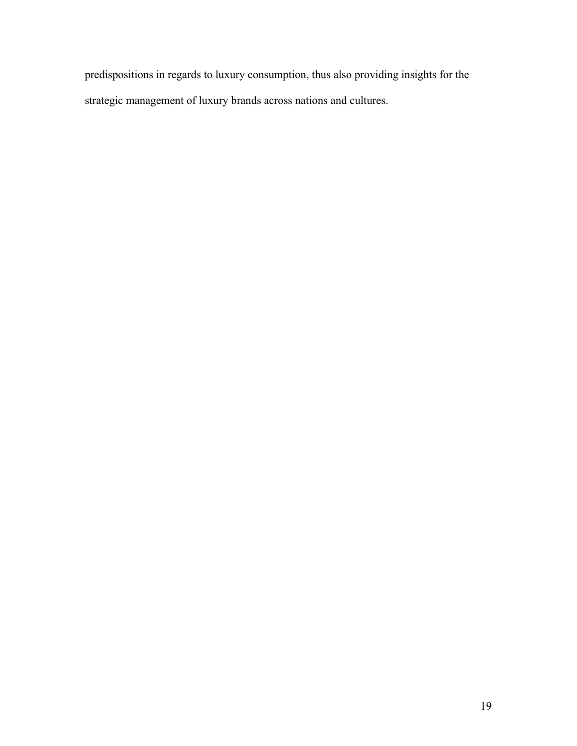predispositions in regards to luxury consumption, thus also providing insights for the strategic management of luxury brands across nations and cultures.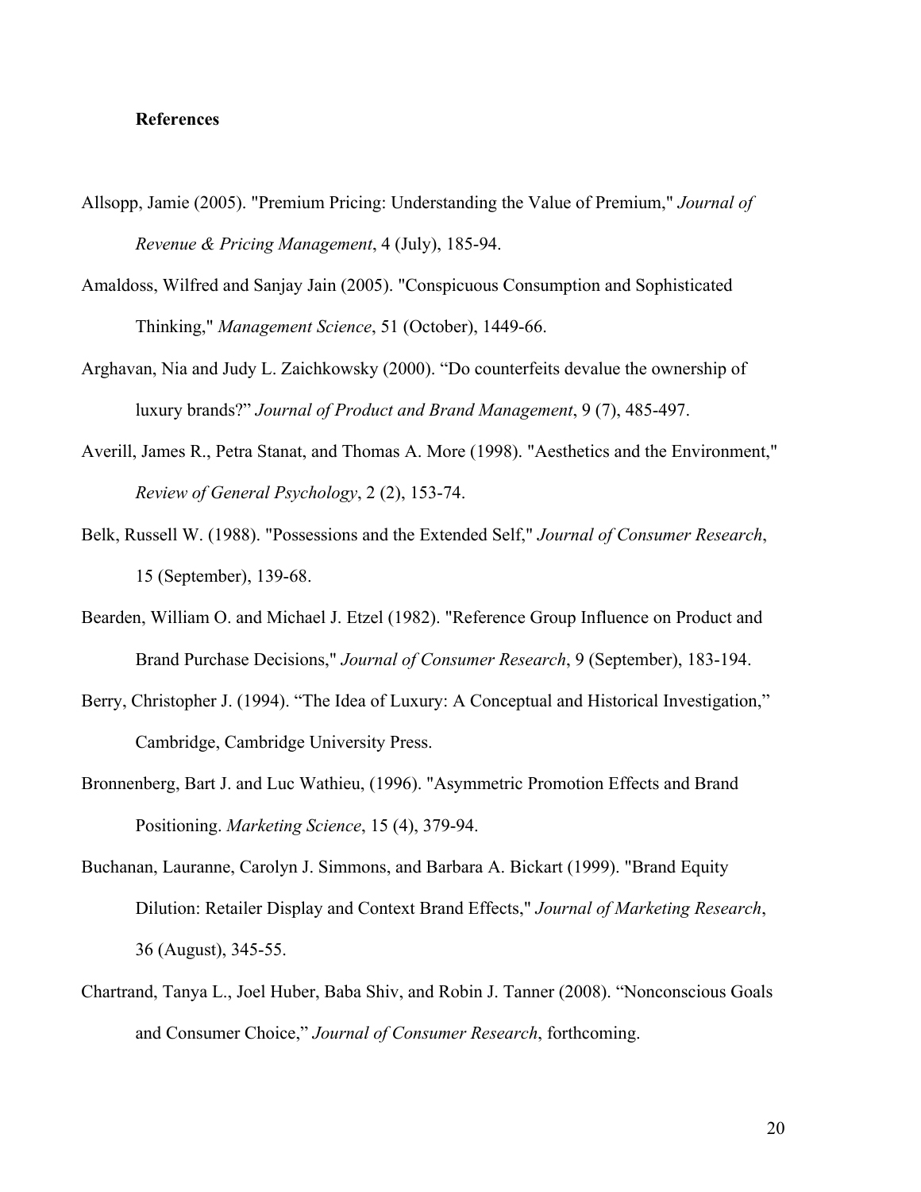**References**

Allsopp, Jamie (2005). "Premium Pricing: Understanding the Value of Premium," *Journal of Revenue & Pricing Management*, 4 (July), 185-94.

Amaldoss, Wilfred and Sanjay Jain (2005). "Conspicuous Consumption and Sophisticated Thinking," *Management Science*, 51 (October), 1449-66.

Arghavan, Nia and Judy L. Zaichkowsky (2000). "Do counterfeits devalue the ownership of luxury brands?" *Journal of Product and Brand Management*, 9 (7), 485-497.

Averill, James R., Petra Stanat, and Thomas A. More (1998). "Aesthetics and the Environment," *Review of General Psychology*, 2 (2), 153-74.

Belk, Russell W. (1988). "Possessions and the Extended Self," *Journal of Consumer Research*, 15 (September), 139-68.

Bearden, William O. and Michael J. Etzel (1982). "Reference Group Influence on Product and Brand Purchase Decisions," *Journal of Consumer Research*, 9 (September), 183-194.

Berry, Christopher J. (1994). "The Idea of Luxury: A Conceptual and Historical Investigation," Cambridge, Cambridge University Press.

Bronnenberg, Bart J. and Luc Wathieu, (1996). "Asymmetric Promotion Effects and Brand Positioning. *Marketing Science*, 15 (4), 379-94.

Buchanan, Lauranne, Carolyn J. Simmons, and Barbara A. Bickart (1999). "Brand Equity Dilution: Retailer Display and Context Brand Effects," *Journal of Marketing Research*, 36 (August), 345-55.

Chartrand, Tanya L., Joel Huber, Baba Shiv, and Robin J. Tanner (2008). "Nonconscious Goals and Consumer Choice," *Journal of Consumer Research*, forthcoming.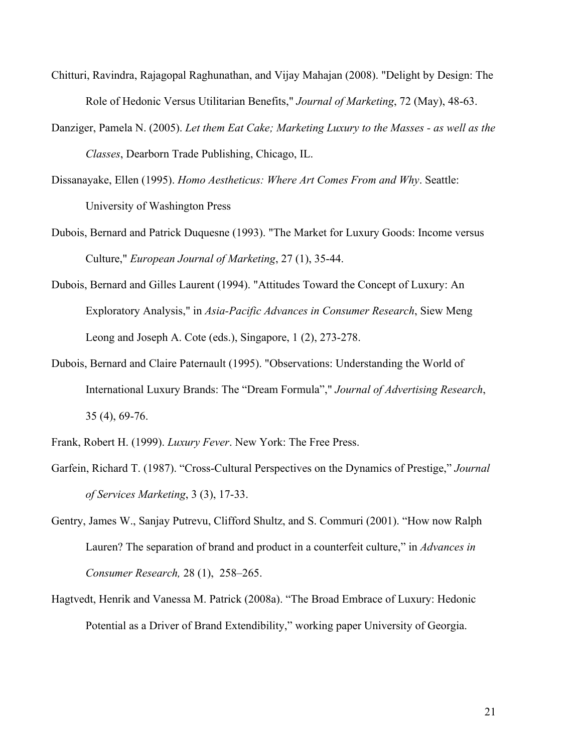Chitturi, Ravindra, Rajagopal Raghunathan, and Vijay Mahajan (2008). "Delight by Design: The Role of Hedonic Versus Utilitarian Benefits," *Journal of Marketing*, 72 (May), 48-63.

Danziger, Pamela N. (2005). *Let them Eat Cake; Marketing Luxury to the Masses - as well as the Classes*, Dearborn Trade Publishing, Chicago, IL.

Dissanayake, Ellen (1995). *Homo Aestheticus: Where Art Comes From and Why*. Seattle: University of Washington Press

Dubois, Bernard and Patrick Duquesne (1993). "The Market for Luxury Goods: Income versus Culture," *European Journal of Marketing*, 27 (1), 35-44.

Dubois, Bernard and Gilles Laurent (1994). "Attitudes Toward the Concept of Luxury: An Exploratory Analysis," in *Asia-Pacific Advances in Consumer Research*, Siew Meng Leong and Joseph A. Cote (eds.), Singapore, 1 (2), 273-278.

Dubois, Bernard and Claire Paternault (1995). "Observations: Understanding the World of International Luxury Brands: The "Dream Formula"," *Journal of Advertising Research*, 35 (4), 69-76.

Frank, Robert H. (1999). *Luxury Fever*. New York: The Free Press.

Garfein, Richard T. (1987). "Cross-Cultural Perspectives on the Dynamics of Prestige," *Journal of Services Marketing*, 3 (3), 17-33.

Gentry, James W., Sanjay Putrevu, Clifford Shultz, and S. Commuri (2001). "How now Ralph Lauren? The separation of brand and product in a counterfeit culture," in *Advances in Consumer Research,* 28 (1), 258–265.

Hagtvedt, Henrik and Vanessa M. Patrick (2008a). "The Broad Embrace of Luxury: Hedonic Potential as a Driver of Brand Extendibility," working paper University of Georgia.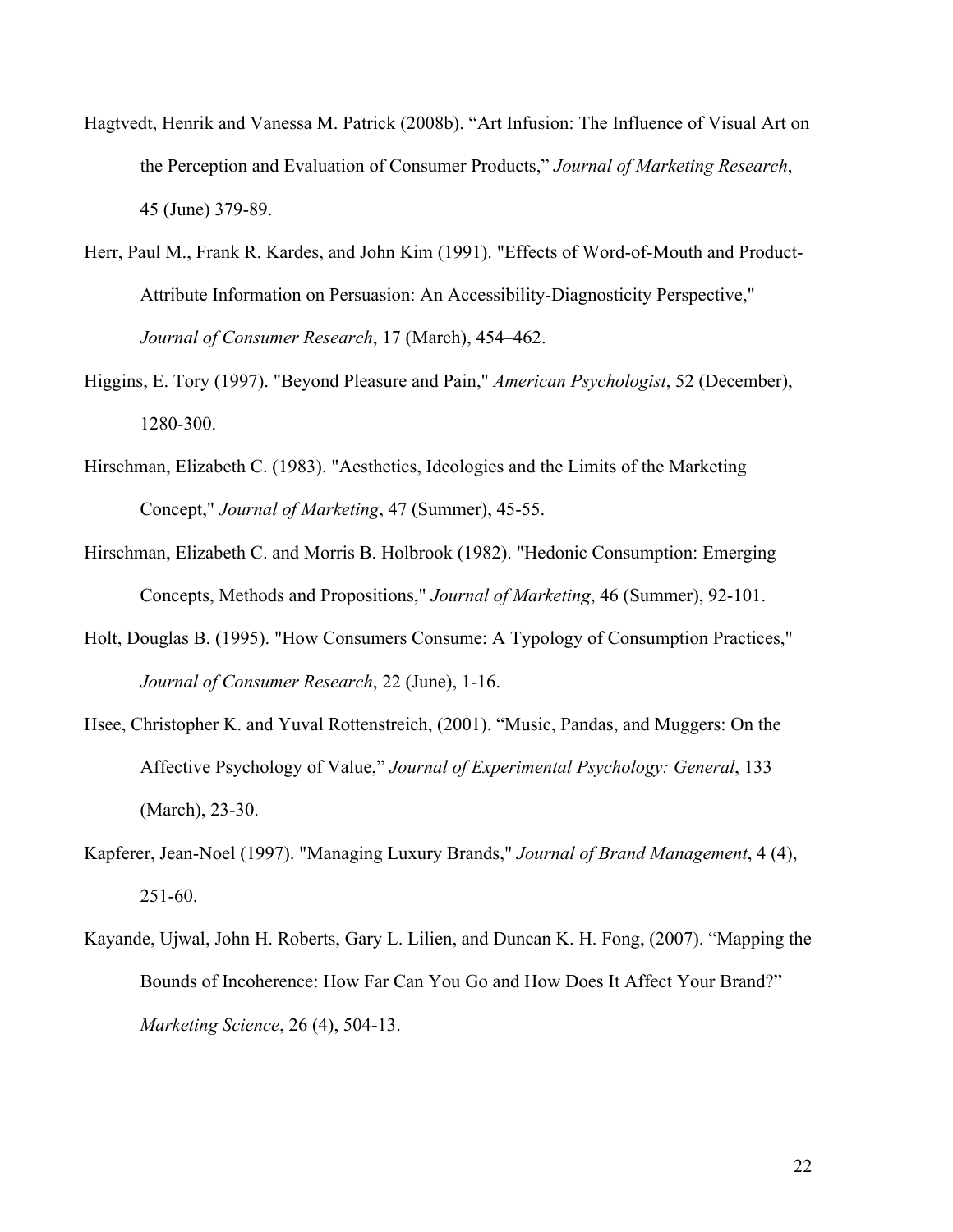Hagtvedt, Henrik and Vanessa M. Patrick (2008b). “Art Infusion: The Influence of Visual Art on the Perception and Evaluation of Consumer Products,” *Journal of Marketing Research*, 45 (June) 379-89.

Herr, Paul M., Frank R. Kardes, and John Kim (1991). "Effects of Word-of-Mouth and Product-Attribute Information on Persuasion: An Accessibility-Diagnosticity Perspective," *Journal of Consumer Research*, 17 (March), 454–462.

Higgins, E. Tory (1997). "Beyond Pleasure and Pain," *American Psychologist*, 52 (December), 1280-300.

Hirschman, Elizabeth C. (1983). "Aesthetics, Ideologies and the Limits of the Marketing Concept," *Journal of Marketing*, 47 (Summer), 45-55.

Hirschman, Elizabeth C. and Morris B. Holbrook (1982). "Hedonic Consumption: Emerging Concepts, Methods and Propositions," *Journal of Marketing*, 46 (Summer), 92-101.

Holt, Douglas B. (1995). "How Consumers Consume: A Typology of Consumption Practices," *Journal of Consumer Research*, 22 (June), 1-16.

Hsee, Christopher K. and Yuval Rottenstreich, (2001). “Music, Pandas, and Muggers: On the Affective Psychology of Value,” *Journal of Experimental Psychology: General*, 133 (March), 23-30.

Kapferer, Jean-Noel (1997). "Managing Luxury Brands," *Journal of Brand Management*, 4 (4), 251-60.

Kayande, Ujwal, John H. Roberts, Gary L. Lilien, and Duncan K. H. Fong, (2007). “Mapping the Bounds of Incoherence: How Far Can You Go and How Does It Affect Your Brand?” *Marketing Science*, 26 (4), 504-13.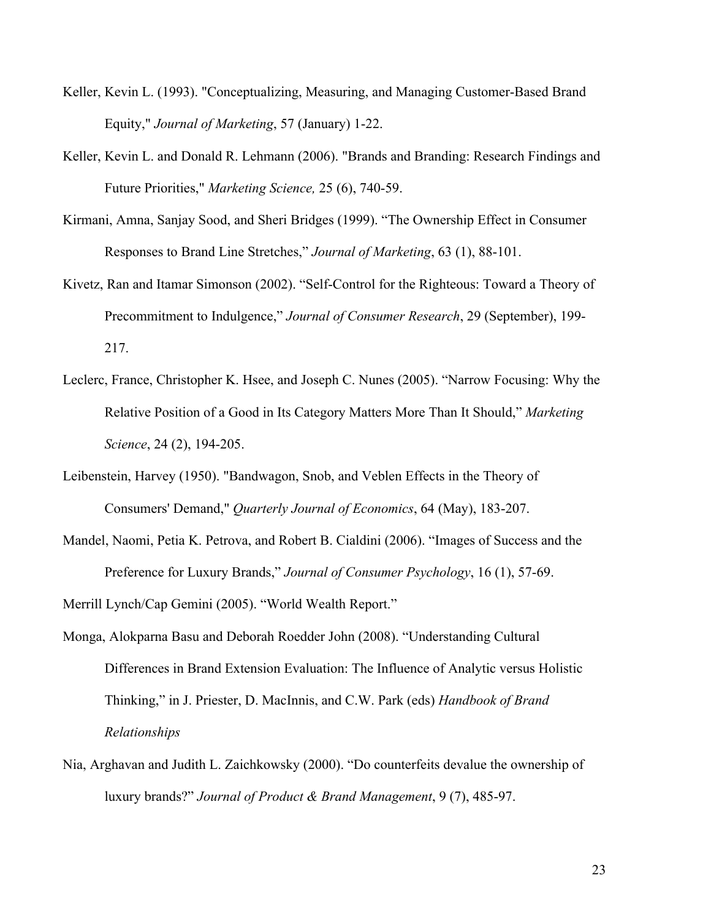Keller, Kevin L. (1993). "Conceptualizing, Measuring, and Managing Customer-Based Brand Equity," *Journal of Marketing*, 57 (January) 1-22.

Keller, Kevin L. and Donald R. Lehmann (2006). "Brands and Branding: Research Findings and Future Priorities," *Marketing Science,* 25 (6), 740-59.

Kirmani, Amna, Sanjay Sood, and Sheri Bridges (1999). “The Ownership Effect in Consumer Responses to Brand Line Stretches,” *Journal of Marketing*, 63 (1), 88-101.

Kivetz, Ran and Itamar Simonson (2002). “Self-Control for the Righteous: Toward a Theory of Precommitment to Indulgence,” *Journal of Consumer Research*, 29 (September), 199-217.

Leclerc, France, Christopher K. Hsee, and Joseph C. Nunes (2005). “Narrow Focusing: Why the Relative Position of a Good in Its Category Matters More Than It Should,” *Marketing Science*, 24 (2), 194-205.

Leibenstein, Harvey (1950). "Bandwagon, Snob, and Veblen Effects in the Theory of Consumers' Demand," *Quarterly Journal of Economics*, 64 (May), 183-207.

Mandel, Naomi, Petia K. Petrova, and Robert B. Cialdini (2006). “Images of Success and the Preference for Luxury Brands,” *Journal of Consumer Psychology*, 16 (1), 57-69.

Merrill Lynch/Cap Gemini (2005). “World Wealth Report.”

Monga, Alokparna Basu and Deborah Roedder John (2008). “Understanding Cultural Differences in Brand Extension Evaluation: The Influence of Analytic versus Holistic Thinking,” in J. Priester, D. MacInnis, and C.W. Park (eds) *Handbook of Brand Relationships*

Nia, Arghavan and Judith L. Zaichkowsky (2000). “Do counterfeits devalue the ownership of luxury brands?” *Journal of Product & Brand Management*, 9 (7), 485-97.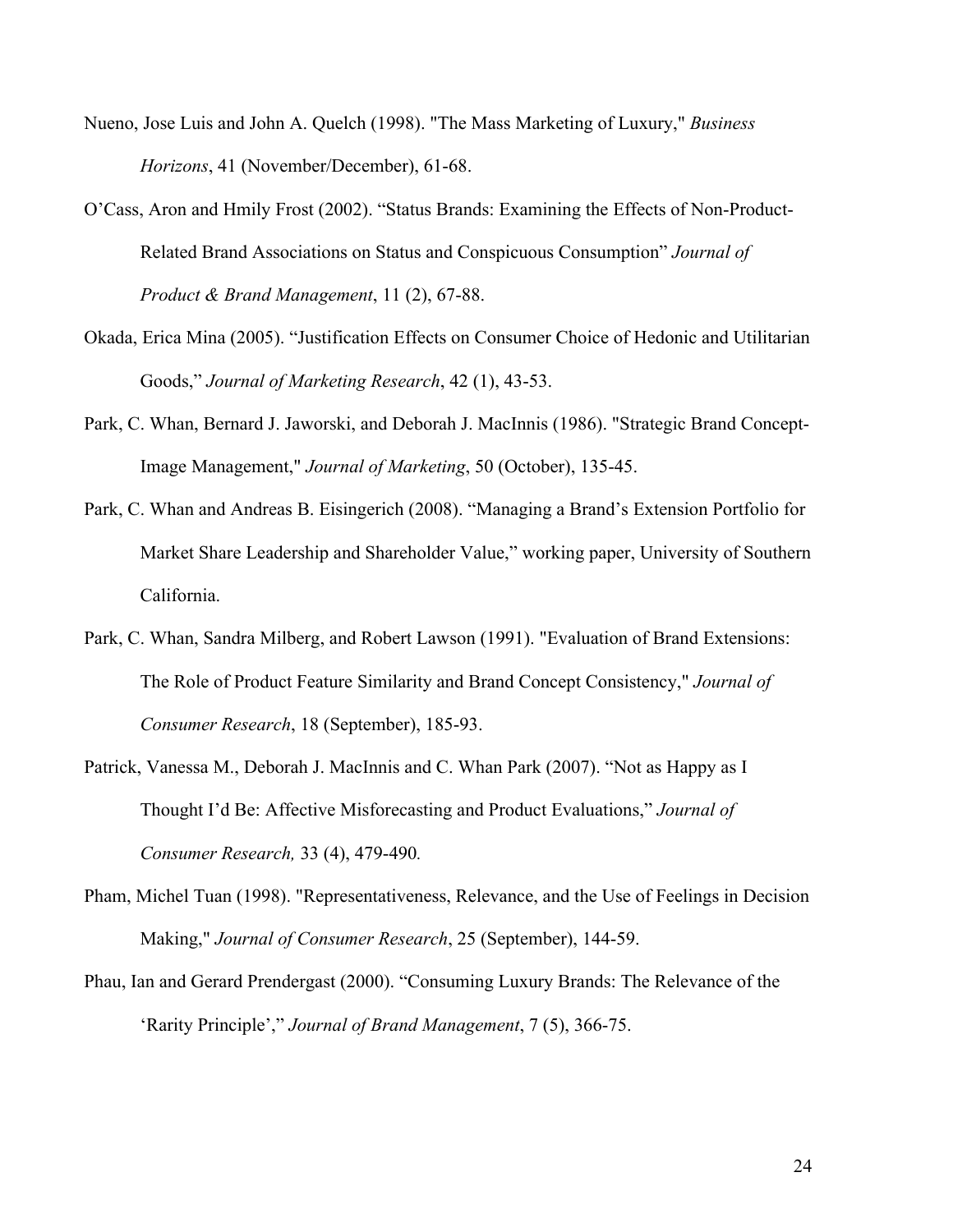Nueno, Jose Luis and John A. Quelch (1998). "The Mass Marketing of Luxury," *Business Horizons*, 41 (November/December), 61-68.

O'Cass, Aron and Hmily Frost (2002). "Status Brands: Examining the Effects of Non-Product-Related Brand Associations on Status and Conspicuous Consumption" *Journal of Product & Brand Management*, 11 (2), 67-88.

Okada, Erica Mina (2005). "Justification Effects on Consumer Choice of Hedonic and Utilitarian Goods," *Journal of Marketing Research*, 42 (1), 43-53.

Park, C. Whan, Bernard J. Jaworski, and Deborah J. MacInnis (1986). "Strategic Brand Concept-Image Management," *Journal of Marketing*, 50 (October), 135-45.

Park, C. Whan and Andreas B. Eisingerich (2008). "Managing a Brand's Extension Portfolio for Market Share Leadership and Shareholder Value," working paper, University of Southern California.

Park, C. Whan, Sandra Milberg, and Robert Lawson (1991). "Evaluation of Brand Extensions: The Role of Product Feature Similarity and Brand Concept Consistency," *Journal of Consumer Research*, 18 (September), 185-93.

Patrick, Vanessa M., Deborah J. MacInnis and C. Whan Park (2007). "Not as Happy as I Thought I'd Be: Affective Misforecasting and Product Evaluations," *Journal of Consumer Research,* 33 (4), 479-490*.*

Pham, Michel Tuan (1998). "Representativeness, Relevance, and the Use of Feelings in Decision Making," *Journal of Consumer Research*, 25 (September), 144-59.

Phau, Ian and Gerard Prendergast (2000). "Consuming Luxury Brands: The Relevance of the 'Rarity Principle'," *Journal of Brand Management*, 7 (5), 366-75.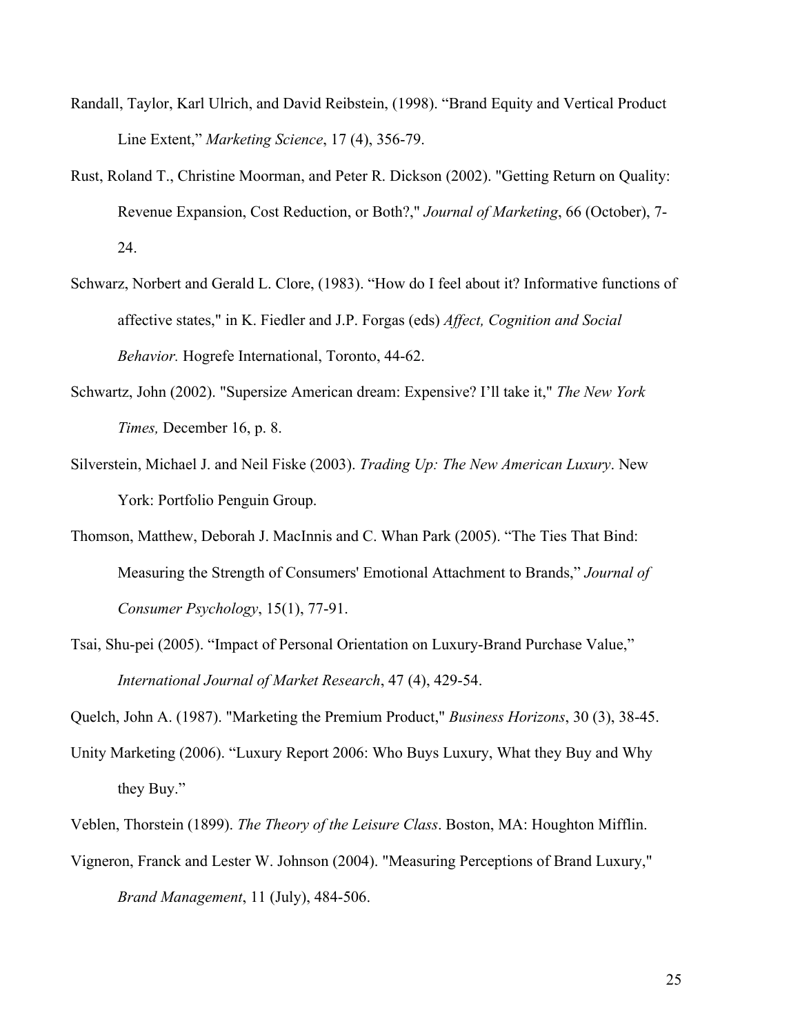Randall, Taylor, Karl Ulrich, and David Reibstein, (1998). “Brand Equity and Vertical Product Line Extent,” *Marketing Science*, 17 (4), 356-79.

Rust, Roland T., Christine Moorman, and Peter R. Dickson (2002). "Getting Return on Quality: Revenue Expansion, Cost Reduction, or Both?," *Journal of Marketing*, 66 (October), 7-24.

Schwarz, Norbert and Gerald L. Clore, (1983). “How do I feel about it? Informative functions of affective states," in K. Fiedler and J.P. Forgas (eds) *Affect, Cognition and Social Behavior.* Hogrefe International, Toronto, 44-62.

Schwartz, John (2002). "Supersize American dream: Expensive? I’ll take it," *The New York Times,* December 16, p. 8.

Silverstein, Michael J. and Neil Fiske (2003). *Trading Up: The New American Luxury*. New York: Portfolio Penguin Group.

Thomson, Matthew, Deborah J. MacInnis and C. Whan Park (2005). “The Ties That Bind: Measuring the Strength of Consumers' Emotional Attachment to Brands,” *Journal of Consumer Psychology*, 15(1), 77-91.

Tsai, Shu-pei (2005). “Impact of Personal Orientation on Luxury-Brand Purchase Value,” *International Journal of Market Research*, 47 (4), 429-54.

Quelch, John A. (1987). "Marketing the Premium Product," *Business Horizons*, 30 (3), 38-45.

Unity Marketing (2006). “Luxury Report 2006: Who Buys Luxury, What they Buy and Why they Buy.”

Veblen, Thorstein (1899). *The Theory of the Leisure Class*. Boston, MA: Houghton Mifflin.

Vigneron, Franck and Lester W. Johnson (2004). "Measuring Perceptions of Brand Luxury," *Brand Management*, 11 (July), 484-506.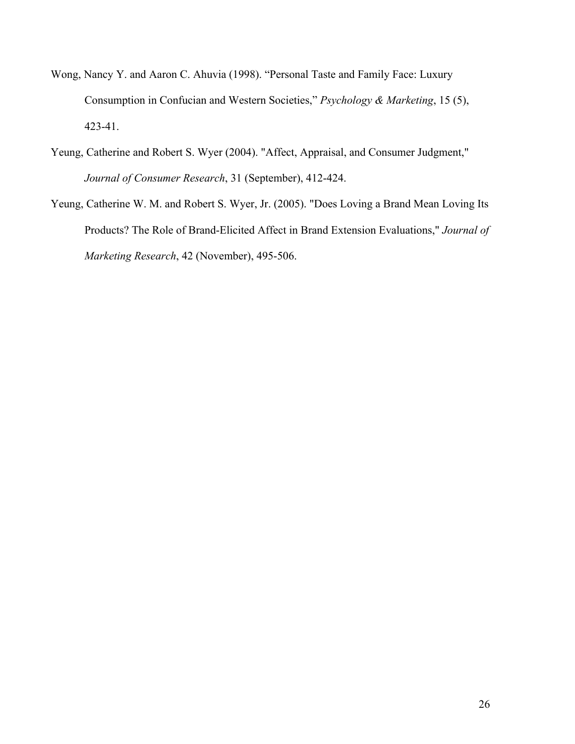Wong, Nancy Y. and Aaron C. Ahuvia (1998). “Personal Taste and Family Face: Luxury Consumption in Confucian and Western Societies,” *Psychology & Marketing*, 15 (5), 423-41.

Yeung, Catherine and Robert S. Wyer (2004). "Affect, Appraisal, and Consumer Judgment," *Journal of Consumer Research*, 31 (September), 412-424.

Yeung, Catherine W. M. and Robert S. Wyer, Jr. (2005). "Does Loving a Brand Mean Loving Its Products? The Role of Brand-Elicited Affect in Brand Extension Evaluations," *Journal of Marketing Research*, 42 (November), 495-506.